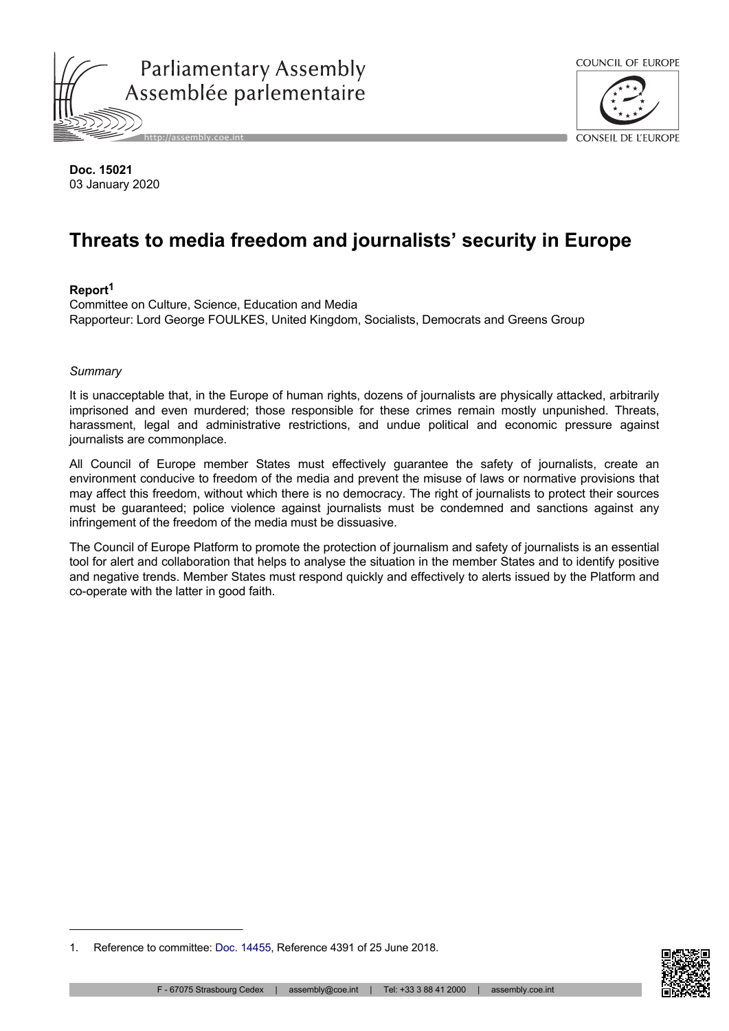**Doc. 15021**
03 January 2020

# Threats to media freedom and journalists' security in Europe

**Report[1]**
Committee on Culture, Science, Education and Media
Rapporteur: Lord George FOULKES, United Kingdom, Socialists, Democrats and Greens Group

*Summary*

It is unacceptable that, in the Europe of human rights, dozens of journalists are physically attacked, arbitrarily imprisoned and even murdered; those responsible for these crimes remain mostly unpunished. Threats, harassment, legal and administrative restrictions, and undue political and economic pressure against journalists are commonplace.

All Council of Europe member States must effectively guarantee the safety of journalists, create an environment conducive to freedom of the media and prevent the misuse of laws or normative provisions that may affect this freedom, without which there is no democracy. The right of journalists to protect their sources must be guaranteed; police violence against journalists must be condemned and sanctions against any infringement of the freedom of the media must be dissuasive.

The Council of Europe Platform to promote the protection of journalism and safety of journalists is an essential tool for alert and collaboration that helps to analyse the situation in the member States and to identify positive and negative trends. Member States must respond quickly and effectively to alerts issued by the Platform and co-operate with the latter in good faith.

1. Reference to committee: Doc. 14455, Reference 4391 of 25 June 2018.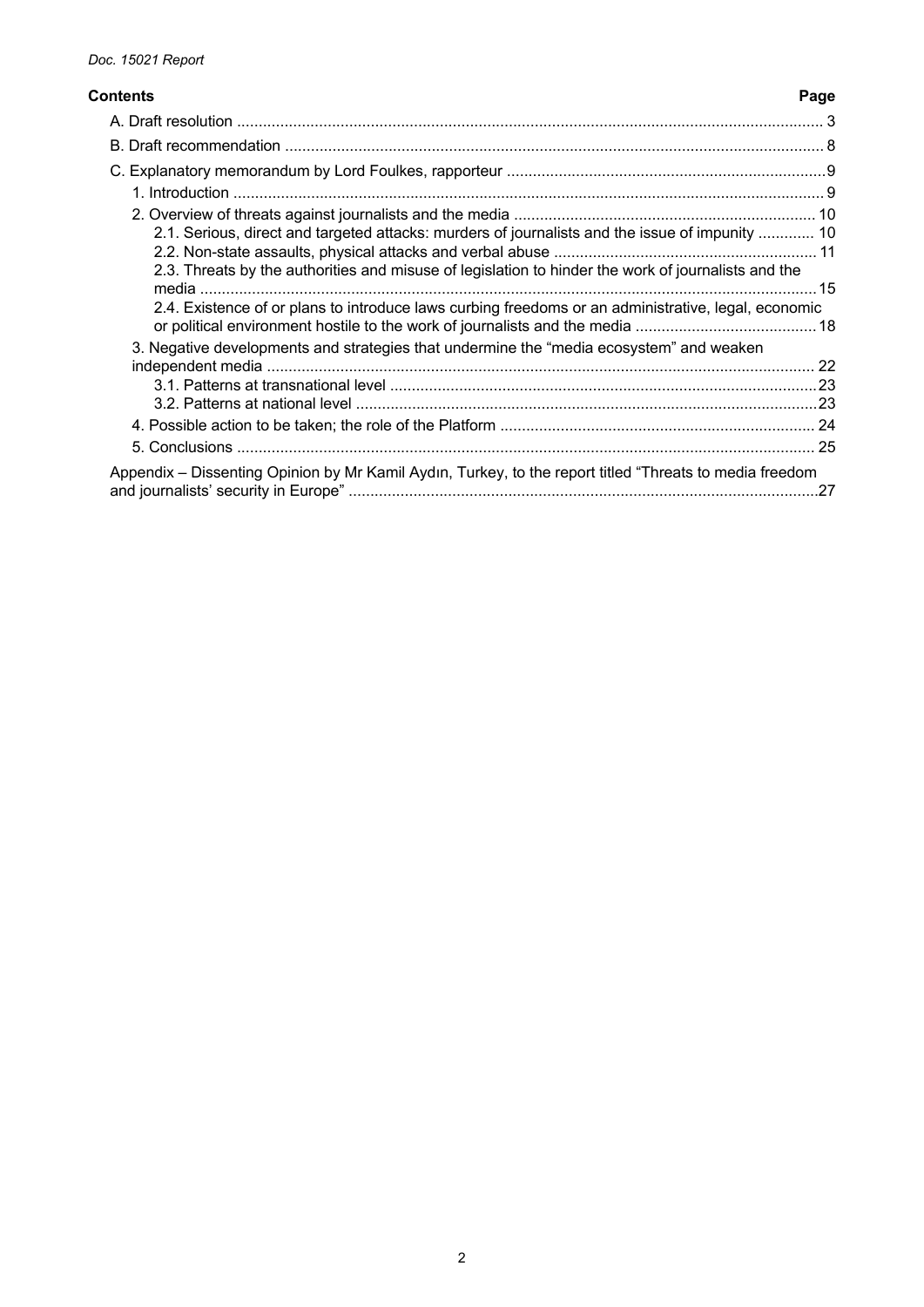## Contents

| | Page |
|---|---|
| A. Draft resolution | 3 |
| B. Draft recommendation | 8 |
| C. Explanatory memorandum by Lord Foulkes, rapporteur | 9 |
| 1. Introduction | 9 |
| 2. Overview of threats against journalists and the media | 10 |
| 2.1. Serious, direct and targeted attacks: murders of journalists and the issue of impunity | 10 |
| 2.2. Non-state assaults, physical attacks and verbal abuse | 11 |
| 2.3. Threats by the authorities and misuse of legislation to hinder the work of journalists and the media | 15 |
| 2.4. Existence of or plans to introduce laws curbing freedoms or an administrative, legal, economic or political environment hostile to the work of journalists and the media | 18 |
| 3. Negative developments and strategies that undermine the "media ecosystem" and weaken independent media | 22 |
| 3.1. Patterns at transnational level | 23 |
| 3.2. Patterns at national level | 23 |
| 4. Possible action to be taken; the role of the Platform | 24 |
| 5. Conclusions | 25 |
| Appendix – Dissenting Opinion by Mr Kamil Aydın, Turkey, to the report titled "Threats to media freedom and journalists' security in Europe" | 27 |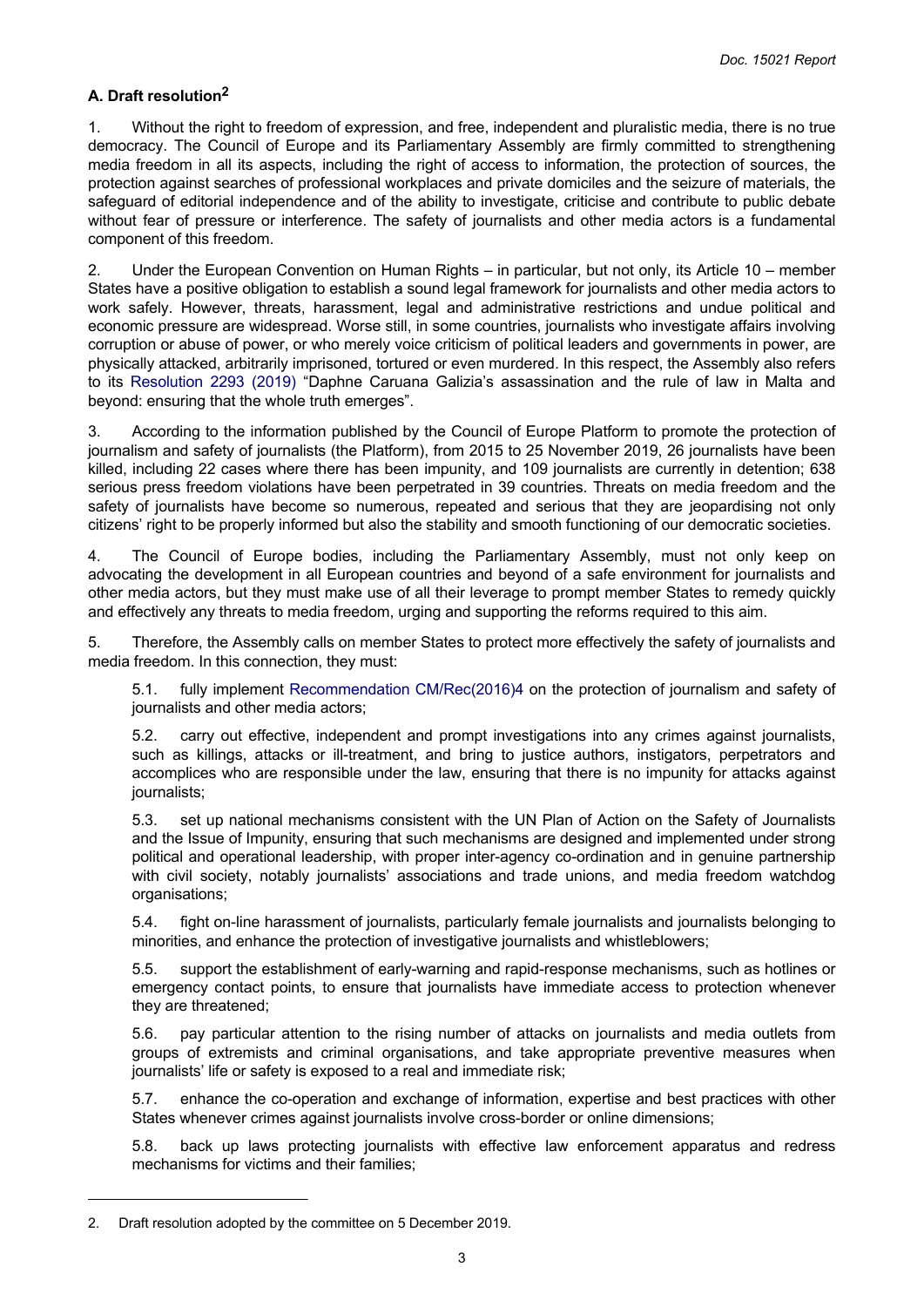## A. Draft resolution[2]

1. Without the right to freedom of expression, and free, independent and pluralistic media, there is no true democracy. The Council of Europe and its Parliamentary Assembly are firmly committed to strengthening media freedom in all its aspects, including the right of access to information, the protection of sources, the protection against searches of professional workplaces and private domiciles and the seizure of materials, the safeguard of editorial independence and of the ability to investigate, criticise and contribute to public debate without fear of pressure or interference. The safety of journalists and other media actors is a fundamental component of this freedom.

2. Under the European Convention on Human Rights – in particular, but not only, its Article 10 – member States have a positive obligation to establish a sound legal framework for journalists and other media actors to work safely. However, threats, harassment, legal and administrative restrictions and undue political and economic pressure are widespread. Worse still, in some countries, journalists who investigate affairs involving corruption or abuse of power, or who merely voice criticism of political leaders and governments in power, are physically attacked, arbitrarily imprisoned, tortured or even murdered. In this respect, the Assembly also refers to its Resolution 2293 (2019) "Daphne Caruana Galizia's assassination and the rule of law in Malta and beyond: ensuring that the whole truth emerges".

3. According to the information published by the Council of Europe Platform to promote the protection of journalism and safety of journalists (the Platform), from 2015 to 25 November 2019, 26 journalists have been killed, including 22 cases where there has been impunity, and 109 journalists are currently in detention; 638 serious press freedom violations have been perpetrated in 39 countries. Threats on media freedom and the safety of journalists have become so numerous, repeated and serious that they are jeopardising not only citizens' right to be properly informed but also the stability and smooth functioning of our democratic societies.

4. The Council of Europe bodies, including the Parliamentary Assembly, must not only keep on advocating the development in all European countries and beyond of a safe environment for journalists and other media actors, but they must make use of all their leverage to prompt member States to remedy quickly and effectively any threats to media freedom, urging and supporting the reforms required to this aim.

5. Therefore, the Assembly calls on member States to protect more effectively the safety of journalists and media freedom. In this connection, they must:

5.1. fully implement Recommendation CM/Rec(2016)4 on the protection of journalism and safety of journalists and other media actors;

5.2. carry out effective, independent and prompt investigations into any crimes against journalists, such as killings, attacks or ill-treatment, and bring to justice authors, instigators, perpetrators and accomplices who are responsible under the law, ensuring that there is no impunity for attacks against journalists;

5.3. set up national mechanisms consistent with the UN Plan of Action on the Safety of Journalists and the Issue of Impunity, ensuring that such mechanisms are designed and implemented under strong political and operational leadership, with proper inter-agency co-ordination and in genuine partnership with civil society, notably journalists' associations and trade unions, and media freedom watchdog organisations;

5.4. fight on-line harassment of journalists, particularly female journalists and journalists belonging to minorities, and enhance the protection of investigative journalists and whistleblowers;

5.5. support the establishment of early-warning and rapid-response mechanisms, such as hotlines or emergency contact points, to ensure that journalists have immediate access to protection whenever they are threatened;

5.6. pay particular attention to the rising number of attacks on journalists and media outlets from groups of extremists and criminal organisations, and take appropriate preventive measures when journalists' life or safety is exposed to a real and immediate risk;

5.7. enhance the co-operation and exchange of information, expertise and best practices with other States whenever crimes against journalists involve cross-border or online dimensions;

5.8. back up laws protecting journalists with effective law enforcement apparatus and redress mechanisms for victims and their families;

---

2. Draft resolution adopted by the committee on 5 December 2019.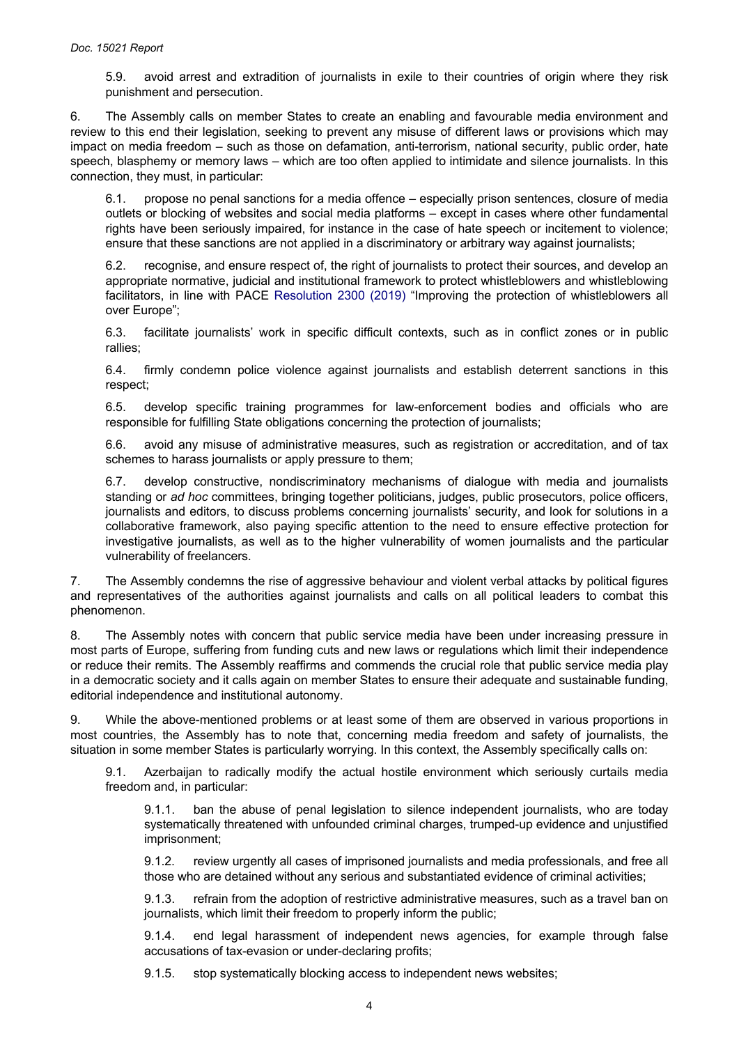5.9. avoid arrest and extradition of journalists in exile to their countries of origin where they risk punishment and persecution.

6. The Assembly calls on member States to create an enabling and favourable media environment and review to this end their legislation, seeking to prevent any misuse of different laws or provisions which may impact on media freedom – such as those on defamation, anti-terrorism, national security, public order, hate speech, blasphemy or memory laws – which are too often applied to intimidate and silence journalists. In this connection, they must, in particular:

6.1. propose no penal sanctions for a media offence – especially prison sentences, closure of media outlets or blocking of websites and social media platforms – except in cases where other fundamental rights have been seriously impaired, for instance in the case of hate speech or incitement to violence; ensure that these sanctions are not applied in a discriminatory or arbitrary way against journalists;

6.2. recognise, and ensure respect of, the right of journalists to protect their sources, and develop an appropriate normative, judicial and institutional framework to protect whistleblowers and whistleblowing facilitators, in line with PACE Resolution 2300 (2019) "Improving the protection of whistleblowers all over Europe";

6.3. facilitate journalists' work in specific difficult contexts, such as in conflict zones or in public rallies;

6.4. firmly condemn police violence against journalists and establish deterrent sanctions in this respect;

6.5. develop specific training programmes for law-enforcement bodies and officials who are responsible for fulfilling State obligations concerning the protection of journalists;

6.6. avoid any misuse of administrative measures, such as registration or accreditation, and of tax schemes to harass journalists or apply pressure to them;

6.7. develop constructive, nondiscriminatory mechanisms of dialogue with media and journalists standing or *ad hoc* committees, bringing together politicians, judges, public prosecutors, police officers, journalists and editors, to discuss problems concerning journalists' security, and look for solutions in a collaborative framework, also paying specific attention to the need to ensure effective protection for investigative journalists, as well as to the higher vulnerability of women journalists and the particular vulnerability of freelancers.

7. The Assembly condemns the rise of aggressive behaviour and violent verbal attacks by political figures and representatives of the authorities against journalists and calls on all political leaders to combat this phenomenon.

8. The Assembly notes with concern that public service media have been under increasing pressure in most parts of Europe, suffering from funding cuts and new laws or regulations which limit their independence or reduce their remits. The Assembly reaffirms and commends the crucial role that public service media play in a democratic society and it calls again on member States to ensure their adequate and sustainable funding, editorial independence and institutional autonomy.

9. While the above-mentioned problems or at least some of them are observed in various proportions in most countries, the Assembly has to note that, concerning media freedom and safety of journalists, the situation in some member States is particularly worrying. In this context, the Assembly specifically calls on:

9.1. Azerbaijan to radically modify the actual hostile environment which seriously curtails media freedom and, in particular:

9.1.1. ban the abuse of penal legislation to silence independent journalists, who are today systematically threatened with unfounded criminal charges, trumped-up evidence and unjustified imprisonment;

9.1.2. review urgently all cases of imprisoned journalists and media professionals, and free all those who are detained without any serious and substantiated evidence of criminal activities;

9.1.3. refrain from the adoption of restrictive administrative measures, such as a travel ban on journalists, which limit their freedom to properly inform the public;

9.1.4. end legal harassment of independent news agencies, for example through false accusations of tax-evasion or under-declaring profits;

9.1.5. stop systematically blocking access to independent news websites;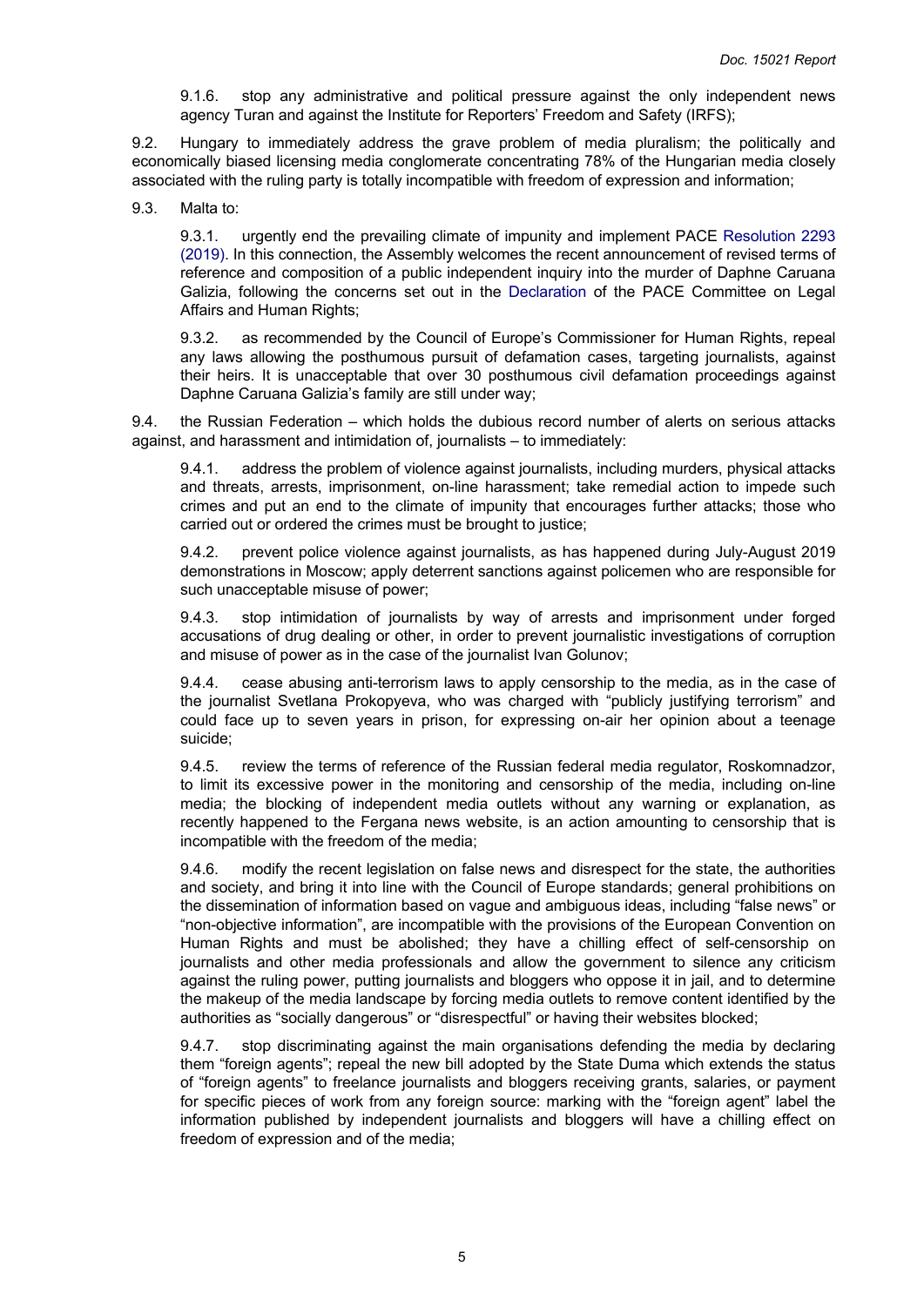9.1.6. stop any administrative and political pressure against the only independent news agency Turan and against the Institute for Reporters' Freedom and Safety (IRFS);

9.2. Hungary to immediately address the grave problem of media pluralism; the politically and economically biased licensing media conglomerate concentrating 78% of the Hungarian media closely associated with the ruling party is totally incompatible with freedom of expression and information;

9.3. Malta to:

9.3.1. urgently end the prevailing climate of impunity and implement PACE Resolution 2293 (2019). In this connection, the Assembly welcomes the recent announcement of revised terms of reference and composition of a public independent inquiry into the murder of Daphne Caruana Galizia, following the concerns set out in the Declaration of the PACE Committee on Legal Affairs and Human Rights;

9.3.2. as recommended by the Council of Europe's Commissioner for Human Rights, repeal any laws allowing the posthumous pursuit of defamation cases, targeting journalists, against their heirs. It is unacceptable that over 30 posthumous civil defamation proceedings against Daphne Caruana Galizia's family are still under way;

9.4. the Russian Federation – which holds the dubious record number of alerts on serious attacks against, and harassment and intimidation of, journalists – to immediately:

9.4.1. address the problem of violence against journalists, including murders, physical attacks and threats, arrests, imprisonment, on-line harassment; take remedial action to impede such crimes and put an end to the climate of impunity that encourages further attacks; those who carried out or ordered the crimes must be brought to justice;

9.4.2. prevent police violence against journalists, as has happened during July-August 2019 demonstrations in Moscow; apply deterrent sanctions against policemen who are responsible for such unacceptable misuse of power;

9.4.3. stop intimidation of journalists by way of arrests and imprisonment under forged accusations of drug dealing or other, in order to prevent journalistic investigations of corruption and misuse of power as in the case of the journalist Ivan Golunov;

9.4.4. cease abusing anti-terrorism laws to apply censorship to the media, as in the case of the journalist Svetlana Prokopyeva, who was charged with "publicly justifying terrorism" and could face up to seven years in prison, for expressing on-air her opinion about a teenage suicide;

9.4.5. review the terms of reference of the Russian federal media regulator, Roskomnadzor, to limit its excessive power in the monitoring and censorship of the media, including on-line media; the blocking of independent media outlets without any warning or explanation, as recently happened to the Fergana news website, is an action amounting to censorship that is incompatible with the freedom of the media;

9.4.6. modify the recent legislation on false news and disrespect for the state, the authorities and society, and bring it into line with the Council of Europe standards; general prohibitions on the dissemination of information based on vague and ambiguous ideas, including "false news" or "non-objective information", are incompatible with the provisions of the European Convention on Human Rights and must be abolished; they have a chilling effect of self-censorship on journalists and other media professionals and allow the government to silence any criticism against the ruling power, putting journalists and bloggers who oppose it in jail, and to determine the makeup of the media landscape by forcing media outlets to remove content identified by the authorities as "socially dangerous" or "disrespectful" or having their websites blocked;

9.4.7. stop discriminating against the main organisations defending the media by declaring them "foreign agents"; repeal the new bill adopted by the State Duma which extends the status of "foreign agents" to freelance journalists and bloggers receiving grants, salaries, or payment for specific pieces of work from any foreign source: marking with the "foreign agent" label the information published by independent journalists and bloggers will have a chilling effect on freedom of expression and of the media;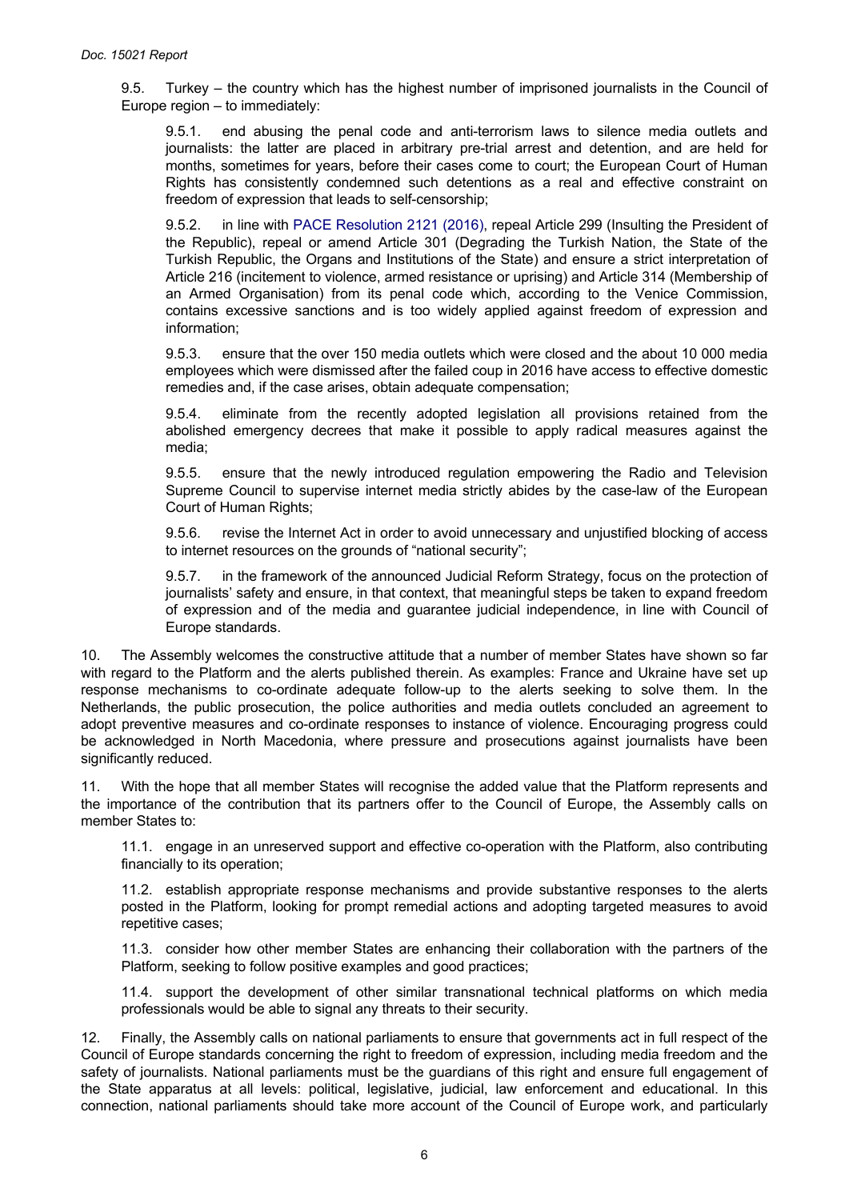9.5. Turkey – the country which has the highest number of imprisoned journalists in the Council of Europe region – to immediately:

9.5.1. end abusing the penal code and anti-terrorism laws to silence media outlets and journalists: the latter are placed in arbitrary pre-trial arrest and detention, and are held for months, sometimes for years, before their cases come to court; the European Court of Human Rights has consistently condemned such detentions as a real and effective constraint on freedom of expression that leads to self-censorship;

9.5.2. in line with PACE Resolution 2121 (2016), repeal Article 299 (Insulting the President of the Republic), repeal or amend Article 301 (Degrading the Turkish Nation, the State of the Turkish Republic, the Organs and Institutions of the State) and ensure a strict interpretation of Article 216 (incitement to violence, armed resistance or uprising) and Article 314 (Membership of an Armed Organisation) from its penal code which, according to the Venice Commission, contains excessive sanctions and is too widely applied against freedom of expression and information;

9.5.3. ensure that the over 150 media outlets which were closed and the about 10 000 media employees which were dismissed after the failed coup in 2016 have access to effective domestic remedies and, if the case arises, obtain adequate compensation;

9.5.4. eliminate from the recently adopted legislation all provisions retained from the abolished emergency decrees that make it possible to apply radical measures against the media;

9.5.5. ensure that the newly introduced regulation empowering the Radio and Television Supreme Council to supervise internet media strictly abides by the case-law of the European Court of Human Rights;

9.5.6. revise the Internet Act in order to avoid unnecessary and unjustified blocking of access to internet resources on the grounds of "national security";

9.5.7. in the framework of the announced Judicial Reform Strategy, focus on the protection of journalists' safety and ensure, in that context, that meaningful steps be taken to expand freedom of expression and of the media and guarantee judicial independence, in line with Council of Europe standards.

10. The Assembly welcomes the constructive attitude that a number of member States have shown so far with regard to the Platform and the alerts published therein. As examples: France and Ukraine have set up response mechanisms to co-ordinate adequate follow-up to the alerts seeking to solve them. In the Netherlands, the public prosecution, the police authorities and media outlets concluded an agreement to adopt preventive measures and co-ordinate responses to instance of violence. Encouraging progress could be acknowledged in North Macedonia, where pressure and prosecutions against journalists have been significantly reduced.

11. With the hope that all member States will recognise the added value that the Platform represents and the importance of the contribution that its partners offer to the Council of Europe, the Assembly calls on member States to:

11.1. engage in an unreserved support and effective co-operation with the Platform, also contributing financially to its operation;

11.2. establish appropriate response mechanisms and provide substantive responses to the alerts posted in the Platform, looking for prompt remedial actions and adopting targeted measures to avoid repetitive cases;

11.3. consider how other member States are enhancing their collaboration with the partners of the Platform, seeking to follow positive examples and good practices;

11.4. support the development of other similar transnational technical platforms on which media professionals would be able to signal any threats to their security.

12. Finally, the Assembly calls on national parliaments to ensure that governments act in full respect of the Council of Europe standards concerning the right to freedom of expression, including media freedom and the safety of journalists. National parliaments must be the guardians of this right and ensure full engagement of the State apparatus at all levels: political, legislative, judicial, law enforcement and educational. In this connection, national parliaments should take more account of the Council of Europe work, and particularly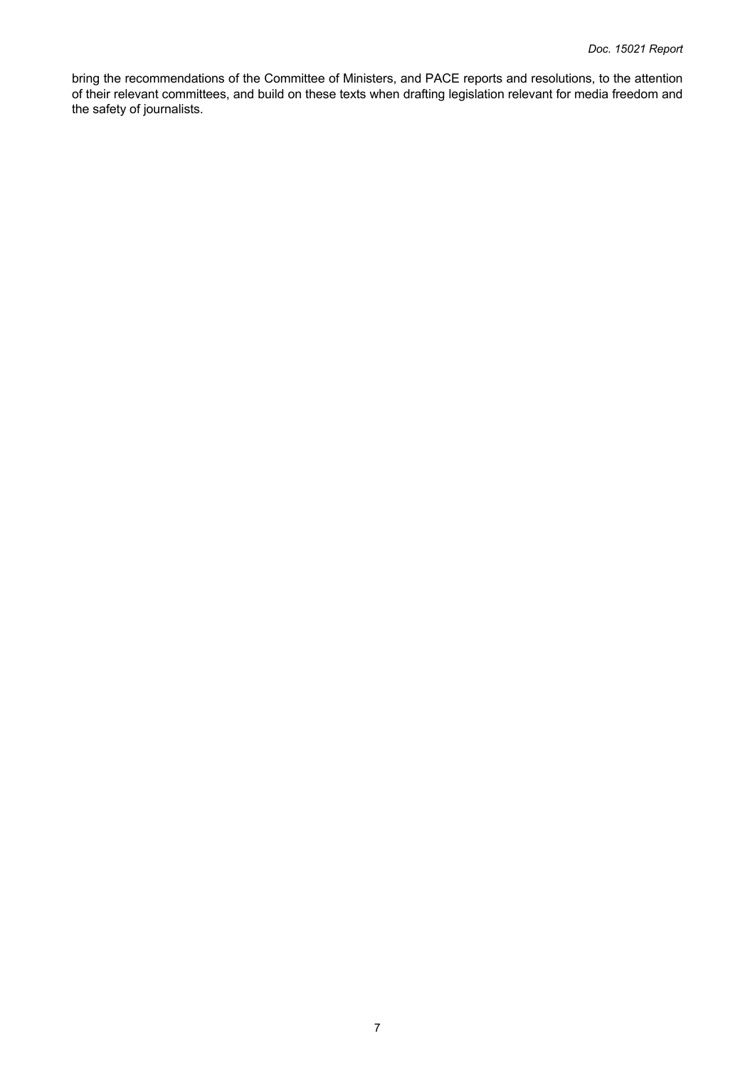bring the recommendations of the Committee of Ministers, and PACE reports and resolutions, to the attention of their relevant committees, and build on these texts when drafting legislation relevant for media freedom and the safety of journalists.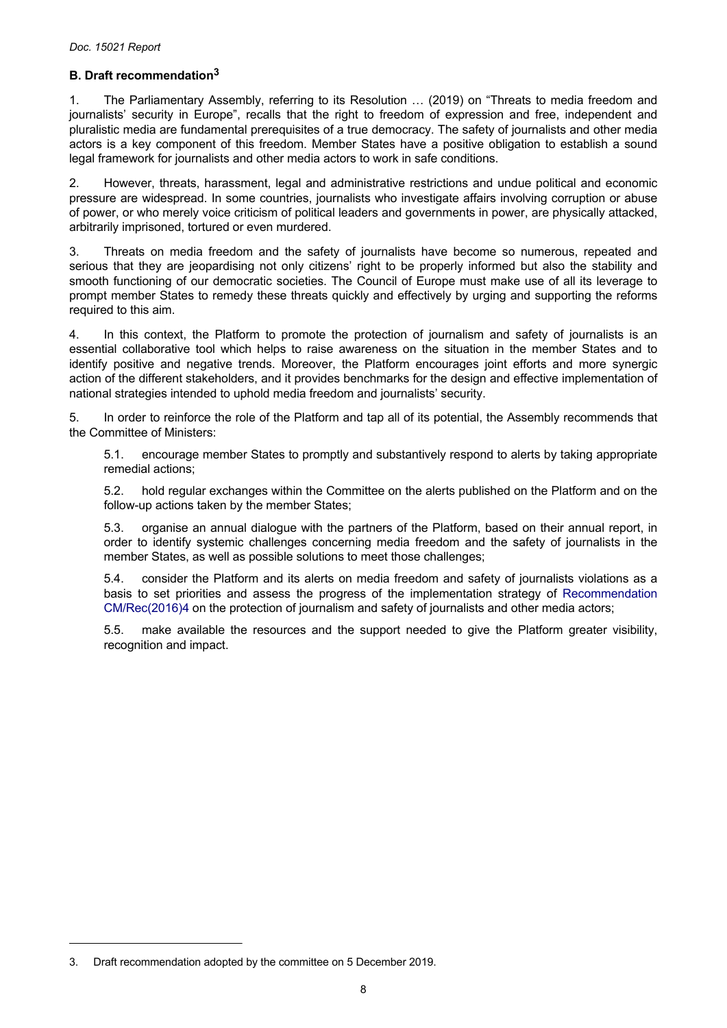### B. Draft recommendation[3]

1. The Parliamentary Assembly, referring to its Resolution … (2019) on "Threats to media freedom and journalists' security in Europe", recalls that the right to freedom of expression and free, independent and pluralistic media are fundamental prerequisites of a true democracy. The safety of journalists and other media actors is a key component of this freedom. Member States have a positive obligation to establish a sound legal framework for journalists and other media actors to work in safe conditions.

2. However, threats, harassment, legal and administrative restrictions and undue political and economic pressure are widespread. In some countries, journalists who investigate affairs involving corruption or abuse of power, or who merely voice criticism of political leaders and governments in power, are physically attacked, arbitrarily imprisoned, tortured or even murdered.

3. Threats on media freedom and the safety of journalists have become so numerous, repeated and serious that they are jeopardising not only citizens' right to be properly informed but also the stability and smooth functioning of our democratic societies. The Council of Europe must make use of all its leverage to prompt member States to remedy these threats quickly and effectively by urging and supporting the reforms required to this aim.

4. In this context, the Platform to promote the protection of journalism and safety of journalists is an essential collaborative tool which helps to raise awareness on the situation in the member States and to identify positive and negative trends. Moreover, the Platform encourages joint efforts and more synergic action of the different stakeholders, and it provides benchmarks for the design and effective implementation of national strategies intended to uphold media freedom and journalists' security.

5. In order to reinforce the role of the Platform and tap all of its potential, the Assembly recommends that the Committee of Ministers:

5.1. encourage member States to promptly and substantively respond to alerts by taking appropriate remedial actions;

5.2. hold regular exchanges within the Committee on the alerts published on the Platform and on the follow-up actions taken by the member States;

5.3. organise an annual dialogue with the partners of the Platform, based on their annual report, in order to identify systemic challenges concerning media freedom and the safety of journalists in the member States, as well as possible solutions to meet those challenges;

5.4. consider the Platform and its alerts on media freedom and safety of journalists violations as a basis to set priorities and assess the progress of the implementation strategy of Recommendation CM/Rec(2016)4 on the protection of journalism and safety of journalists and other media actors;

5.5. make available the resources and the support needed to give the Platform greater visibility, recognition and impact.

---

3. Draft recommendation adopted by the committee on 5 December 2019.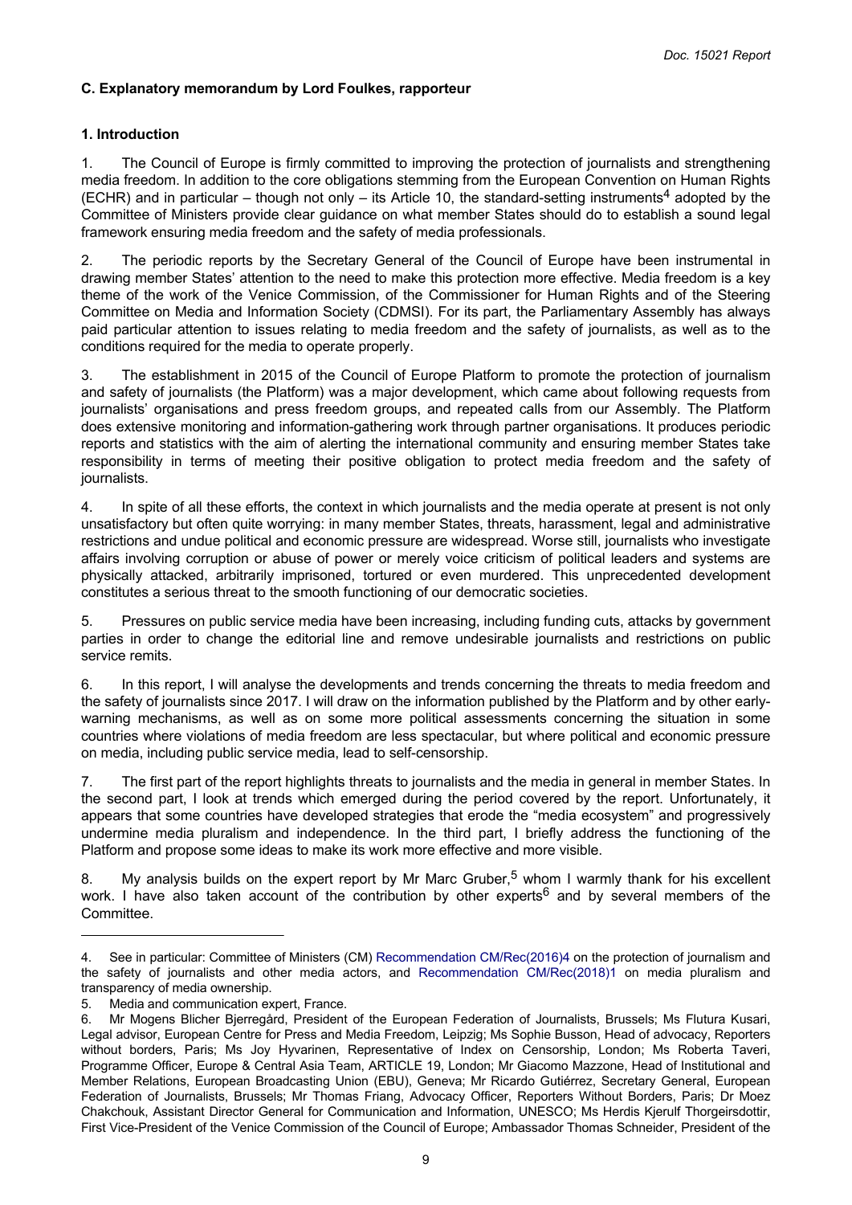### C. Explanatory memorandum by Lord Foulkes, rapporteur

#### 1. Introduction

1. The Council of Europe is firmly committed to improving the protection of journalists and strengthening media freedom. In addition to the core obligations stemming from the European Convention on Human Rights (ECHR) and in particular – though not only – its Article 10, the standard-setting instruments[4] adopted by the Committee of Ministers provide clear guidance on what member States should do to establish a sound legal framework ensuring media freedom and the safety of media professionals.

2. The periodic reports by the Secretary General of the Council of Europe have been instrumental in drawing member States' attention to the need to make this protection more effective. Media freedom is a key theme of the work of the Venice Commission, of the Commissioner for Human Rights and of the Steering Committee on Media and Information Society (CDMSI). For its part, the Parliamentary Assembly has always paid particular attention to issues relating to media freedom and the safety of journalists, as well as to the conditions required for the media to operate properly.

3. The establishment in 2015 of the Council of Europe Platform to promote the protection of journalism and safety of journalists (the Platform) was a major development, which came about following requests from journalists' organisations and press freedom groups, and repeated calls from our Assembly. The Platform does extensive monitoring and information-gathering work through partner organisations. It produces periodic reports and statistics with the aim of alerting the international community and ensuring member States take responsibility in terms of meeting their positive obligation to protect media freedom and the safety of journalists.

4. In spite of all these efforts, the context in which journalists and the media operate at present is not only unsatisfactory but often quite worrying: in many member States, threats, harassment, legal and administrative restrictions and undue political and economic pressure are widespread. Worse still, journalists who investigate affairs involving corruption or abuse of power or merely voice criticism of political leaders and systems are physically attacked, arbitrarily imprisoned, tortured or even murdered. This unprecedented development constitutes a serious threat to the smooth functioning of our democratic societies.

5. Pressures on public service media have been increasing, including funding cuts, attacks by government parties in order to change the editorial line and remove undesirable journalists and restrictions on public service remits.

6. In this report, I will analyse the developments and trends concerning the threats to media freedom and the safety of journalists since 2017. I will draw on the information published by the Platform and by other early-warning mechanisms, as well as on some more political assessments concerning the situation in some countries where violations of media freedom are less spectacular, but where political and economic pressure on media, including public service media, lead to self-censorship.

7. The first part of the report highlights threats to journalists and the media in general in member States. In the second part, I look at trends which emerged during the period covered by the report. Unfortunately, it appears that some countries have developed strategies that erode the "media ecosystem" and progressively undermine media pluralism and independence. In the third part, I briefly address the functioning of the Platform and propose some ideas to make its work more effective and more visible.

8. My analysis builds on the expert report by Mr Marc Gruber,[5] whom I warmly thank for his excellent work. I have also taken account of the contribution by other experts[6] and by several members of the Committee.

---

4. See in particular: Committee of Ministers (CM) Recommendation CM/Rec(2016)4 on the protection of journalism and the safety of journalists and other media actors, and Recommendation CM/Rec(2018)1 on media pluralism and transparency of media ownership.

5. Media and communication expert, France.

6. Mr Mogens Blicher Bjerregård, President of the European Federation of Journalists, Brussels; Ms Flutura Kusari, Legal advisor, European Centre for Press and Media Freedom, Leipzig; Ms Sophie Busson, Head of advocacy, Reporters without borders, Paris; Ms Joy Hyvarinen, Representative of Index on Censorship, London; Ms Roberta Taveri, Programme Officer, Europe & Central Asia Team, ARTICLE 19, London; Mr Giacomo Mazzone, Head of Institutional and Member Relations, European Broadcasting Union (EBU), Geneva; Mr Ricardo Gutiérrez, Secretary General, European Federation of Journalists, Brussels; Mr Thomas Friang, Advocacy Officer, Reporters Without Borders, Paris; Dr Moez Chakchouk, Assistant Director General for Communication and Information, UNESCO; Ms Herdis Kjerulf Thorgeirsdottir, First Vice-President of the Venice Commission of the Council of Europe; Ambassador Thomas Schneider, President of the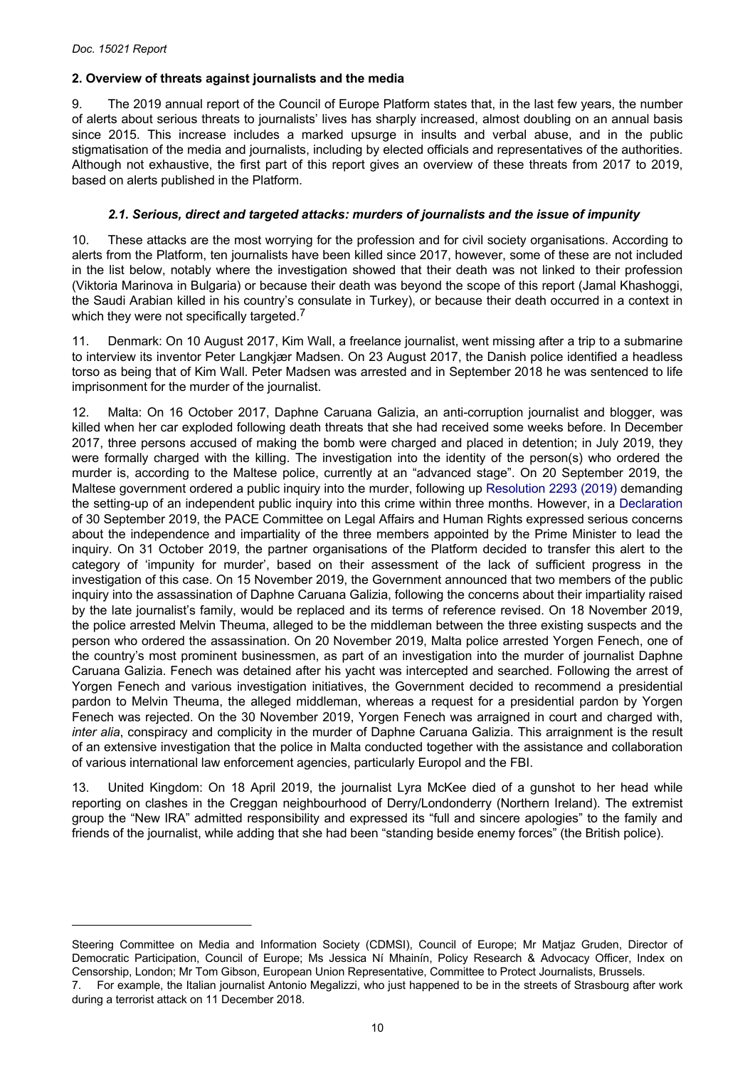## 2. Overview of threats against journalists and the media

9. The 2019 annual report of the Council of Europe Platform states that, in the last few years, the number of alerts about serious threats to journalists' lives has sharply increased, almost doubling on an annual basis since 2015. This increase includes a marked upsurge in insults and verbal abuse, and in the public stigmatisation of the media and journalists, including by elected officials and representatives of the authorities. Although not exhaustive, the first part of this report gives an overview of these threats from 2017 to 2019, based on alerts published in the Platform.

### *2.1. Serious, direct and targeted attacks: murders of journalists and the issue of impunity*

10. These attacks are the most worrying for the profession and for civil society organisations. According to alerts from the Platform, ten journalists have been killed since 2017, however, some of these are not included in the list below, notably where the investigation showed that their death was not linked to their profession (Viktoria Marinova in Bulgaria) or because their death was beyond the scope of this report (Jamal Khashoggi, the Saudi Arabian killed in his country's consulate in Turkey), or because their death occurred in a context in which they were not specifically targeted.[7]

11. Denmark: On 10 August 2017, Kim Wall, a freelance journalist, went missing after a trip to a submarine to interview its inventor Peter Langkjær Madsen. On 23 August 2017, the Danish police identified a headless torso as being that of Kim Wall. Peter Madsen was arrested and in September 2018 he was sentenced to life imprisonment for the murder of the journalist.

12. Malta: On 16 October 2017, Daphne Caruana Galizia, an anti-corruption journalist and blogger, was killed when her car exploded following death threats that she had received some weeks before. In December 2017, three persons accused of making the bomb were charged and placed in detention; in July 2019, they were formally charged with the killing. The investigation into the identity of the person(s) who ordered the murder is, according to the Maltese police, currently at an "advanced stage". On 20 September 2019, the Maltese government ordered a public inquiry into the murder, following up Resolution 2293 (2019) demanding the setting-up of an independent public inquiry into this crime within three months. However, in a Declaration of 30 September 2019, the PACE Committee on Legal Affairs and Human Rights expressed serious concerns about the independence and impartiality of the three members appointed by the Prime Minister to lead the inquiry. On 31 October 2019, the partner organisations of the Platform decided to transfer this alert to the category of 'impunity for murder', based on their assessment of the lack of sufficient progress in the investigation of this case. On 15 November 2019, the Government announced that two members of the public inquiry into the assassination of Daphne Caruana Galizia, following the concerns about their impartiality raised by the late journalist's family, would be replaced and its terms of reference revised. On 18 November 2019, the police arrested Melvin Theuma, alleged to be the middleman between the three existing suspects and the person who ordered the assassination. On 20 November 2019, Malta police arrested Yorgen Fenech, one of the country's most prominent businessmen, as part of an investigation into the murder of journalist Daphne Caruana Galizia. Fenech was detained after his yacht was intercepted and searched. Following the arrest of Yorgen Fenech and various investigation initiatives, the Government decided to recommend a presidential pardon to Melvin Theuma, the alleged middleman, whereas a request for a presidential pardon by Yorgen Fenech was rejected. On the 30 November 2019, Yorgen Fenech was arraigned in court and charged with, *inter alia*, conspiracy and complicity in the murder of Daphne Caruana Galizia. This arraignment is the result of an extensive investigation that the police in Malta conducted together with the assistance and collaboration of various international law enforcement agencies, particularly Europol and the FBI.

13. United Kingdom: On 18 April 2019, the journalist Lyra McKee died of a gunshot to her head while reporting on clashes in the Creggan neighbourhood of Derry/Londonderry (Northern Ireland). The extremist group the "New IRA" admitted responsibility and expressed its "full and sincere apologies" to the family and friends of the journalist, while adding that she had been "standing beside enemy forces" (the British police).

---

Steering Committee on Media and Information Society (CDMSI), Council of Europe; Mr Matjaz Gruden, Director of Democratic Participation, Council of Europe; Ms Jessica Ní Mhainín, Policy Research & Advocacy Officer, Index on Censorship, London; Mr Tom Gibson, European Union Representative, Committee to Protect Journalists, Brussels.

7. For example, the Italian journalist Antonio Megalizzi, who just happened to be in the streets of Strasbourg after work during a terrorist attack on 11 December 2018.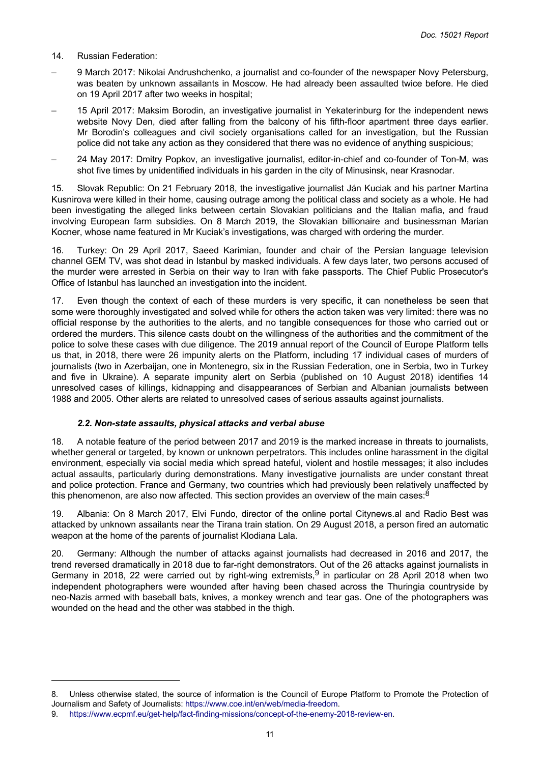14. Russian Federation:

– 9 March 2017: Nikolai Andrushchenko, a journalist and co-founder of the newspaper Novy Petersburg, was beaten by unknown assailants in Moscow. He had already been assaulted twice before. He died on 19 April 2017 after two weeks in hospital;

– 15 April 2017: Maksim Borodin, an investigative journalist in Yekaterinburg for the independent news website Novy Den, died after falling from the balcony of his fifth-floor apartment three days earlier. Mr Borodin's colleagues and civil society organisations called for an investigation, but the Russian police did not take any action as they considered that there was no evidence of anything suspicious;

– 24 May 2017: Dmitry Popkov, an investigative journalist, editor-in-chief and co-founder of Ton-M, was shot five times by unidentified individuals in his garden in the city of Minusinsk, near Krasnodar.

15. Slovak Republic: On 21 February 2018, the investigative journalist Ján Kuciak and his partner Martina Kusnirova were killed in their home, causing outrage among the political class and society as a whole. He had been investigating the alleged links between certain Slovakian politicians and the Italian mafia, and fraud involving European farm subsidies. On 8 March 2019, the Slovakian billionaire and businessman Marian Kocner, whose name featured in Mr Kuciak's investigations, was charged with ordering the murder.

16. Turkey: On 29 April 2017, Saeed Karimian, founder and chair of the Persian language television channel GEM TV, was shot dead in Istanbul by masked individuals. A few days later, two persons accused of the murder were arrested in Serbia on their way to Iran with fake passports. The Chief Public Prosecutor's Office of Istanbul has launched an investigation into the incident.

17. Even though the context of each of these murders is very specific, it can nonetheless be seen that some were thoroughly investigated and solved while for others the action taken was very limited: there was no official response by the authorities to the alerts, and no tangible consequences for those who carried out or ordered the murders. This silence casts doubt on the willingness of the authorities and the commitment of the police to solve these cases with due diligence. The 2019 annual report of the Council of Europe Platform tells us that, in 2018, there were 26 impunity alerts on the Platform, including 17 individual cases of murders of journalists (two in Azerbaijan, one in Montenegro, six in the Russian Federation, one in Serbia, two in Turkey and five in Ukraine). A separate impunity alert on Serbia (published on 10 August 2018) identifies 14 unresolved cases of killings, kidnapping and disappearances of Serbian and Albanian journalists between 1988 and 2005. Other alerts are related to unresolved cases of serious assaults against journalists.

### *2.2. Non-state assaults, physical attacks and verbal abuse*

18. A notable feature of the period between 2017 and 2019 is the marked increase in threats to journalists, whether general or targeted, by known or unknown perpetrators. This includes online harassment in the digital environment, especially via social media which spread hateful, violent and hostile messages; it also includes actual assaults, particularly during demonstrations. Many investigative journalists are under constant threat and police protection. France and Germany, two countries which had previously been relatively unaffected by this phenomenon, are also now affected. This section provides an overview of the main cases:[8]

19. Albania: On 8 March 2017, Elvi Fundo, director of the online portal Citynews.al and Radio Best was attacked by unknown assailants near the Tirana train station. On 29 August 2018, a person fired an automatic weapon at the home of the parents of journalist Klodiana Lala.

20. Germany: Although the number of attacks against journalists had decreased in 2016 and 2017, the trend reversed dramatically in 2018 due to far-right demonstrators. Out of the 26 attacks against journalists in Germany in 2018, 22 were carried out by right-wing extremists,[9] in particular on 28 April 2018 when two independent photographers were wounded after having been chased across the Thuringia countryside by neo-Nazis armed with baseball bats, knives, a monkey wrench and tear gas. One of the photographers was wounded on the head and the other was stabbed in the thigh.

---

8. Unless otherwise stated, the source of information is the Council of Europe Platform to Promote the Protection of Journalism and Safety of Journalists: https://www.coe.int/en/web/media-freedom.

9. https://www.ecpmf.eu/get-help/fact-finding-missions/concept-of-the-enemy-2018-review-en.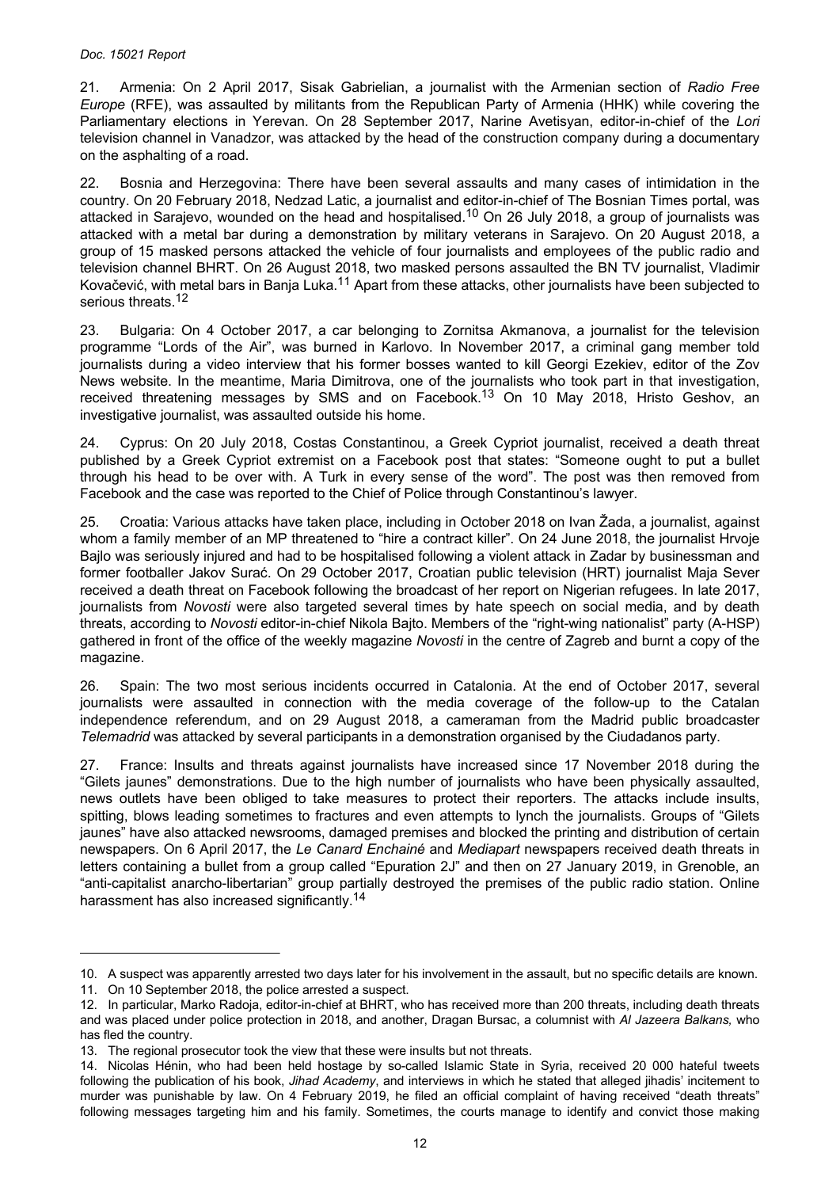21. Armenia: On 2 April 2017, Sisak Gabrielian, a journalist with the Armenian section of *Radio Free Europe* (RFE), was assaulted by militants from the Republican Party of Armenia (HHK) while covering the Parliamentary elections in Yerevan. On 28 September 2017, Narine Avetisyan, editor-in-chief of the *Lori* television channel in Vanadzor, was attacked by the head of the construction company during a documentary on the asphalting of a road.

22. Bosnia and Herzegovina: There have been several assaults and many cases of intimidation in the country. On 20 February 2018, Nedzad Latic, a journalist and editor-in-chief of The Bosnian Times portal, was attacked in Sarajevo, wounded on the head and hospitalised.[10] On 26 July 2018, a group of journalists was attacked with a metal bar during a demonstration by military veterans in Sarajevo. On 20 August 2018, a group of 15 masked persons attacked the vehicle of four journalists and employees of the public radio and television channel BHRT. On 26 August 2018, two masked persons assaulted the BN TV journalist, Vladimir Kovačević, with metal bars in Banja Luka.[11] Apart from these attacks, other journalists have been subjected to serious threats.[12]

23. Bulgaria: On 4 October 2017, a car belonging to Zornitsa Akmanova, a journalist for the television programme "Lords of the Air", was burned in Karlovo. In November 2017, a criminal gang member told journalists during a video interview that his former bosses wanted to kill Georgi Ezekiev, editor of the Zov News website. In the meantime, Maria Dimitrova, one of the journalists who took part in that investigation, received threatening messages by SMS and on Facebook.[13] On 10 May 2018, Hristo Geshov, an investigative journalist, was assaulted outside his home.

24. Cyprus: On 20 July 2018, Costas Constantinou, a Greek Cypriot journalist, received a death threat published by a Greek Cypriot extremist on a Facebook post that states: "Someone ought to put a bullet through his head to be over with. A Turk in every sense of the word". The post was then removed from Facebook and the case was reported to the Chief of Police through Constantinou's lawyer.

25. Croatia: Various attacks have taken place, including in October 2018 on Ivan Žada, a journalist, against whom a family member of an MP threatened to "hire a contract killer". On 24 June 2018, the journalist Hrvoje Bajlo was seriously injured and had to be hospitalised following a violent attack in Zadar by businessman and former footballer Jakov Surać. On 29 October 2017, Croatian public television (HRT) journalist Maja Sever received a death threat on Facebook following the broadcast of her report on Nigerian refugees. In late 2017, journalists from *Novosti* were also targeted several times by hate speech on social media, and by death threats, according to *Novosti* editor-in-chief Nikola Bajto. Members of the "right-wing nationalist" party (A-HSP) gathered in front of the office of the weekly magazine *Novosti* in the centre of Zagreb and burnt a copy of the magazine.

26. Spain: The two most serious incidents occurred in Catalonia. At the end of October 2017, several journalists were assaulted in connection with the media coverage of the follow-up to the Catalan independence referendum, and on 29 August 2018, a cameraman from the Madrid public broadcaster *Telemadrid* was attacked by several participants in a demonstration organised by the Ciudadanos party.

27. France: Insults and threats against journalists have increased since 17 November 2018 during the "Gilets jaunes" demonstrations. Due to the high number of journalists who have been physically assaulted, news outlets have been obliged to take measures to protect their reporters. The attacks include insults, spitting, blows leading sometimes to fractures and even attempts to lynch the journalists. Groups of "Gilets jaunes" have also attacked newsrooms, damaged premises and blocked the printing and distribution of certain newspapers. On 6 April 2017, the *Le Canard Enchainé* and *Mediapart* newspapers received death threats in letters containing a bullet from a group called "Epuration 2J" and then on 27 January 2019, in Grenoble, an "anti-capitalist anarcho-libertarian" group partially destroyed the premises of the public radio station. Online harassment has also increased significantly.[14]

---

10. A suspect was apparently arrested two days later for his involvement in the assault, but no specific details are known.

11. On 10 September 2018, the police arrested a suspect.

12. In particular, Marko Radoja, editor-in-chief at BHRT, who has received more than 200 threats, including death threats and was placed under police protection in 2018, and another, Dragan Bursac, a columnist with *Al Jazeera Balkans,* who has fled the country.

13. The regional prosecutor took the view that these were insults but not threats.

14. Nicolas Hénin, who had been held hostage by so-called Islamic State in Syria, received 20 000 hateful tweets following the publication of his book, *Jihad Academy*, and interviews in which he stated that alleged jihadis' incitement to murder was punishable by law. On 4 February 2019, he filed an official complaint of having received "death threats" following messages targeting him and his family. Sometimes, the courts manage to identify and convict those making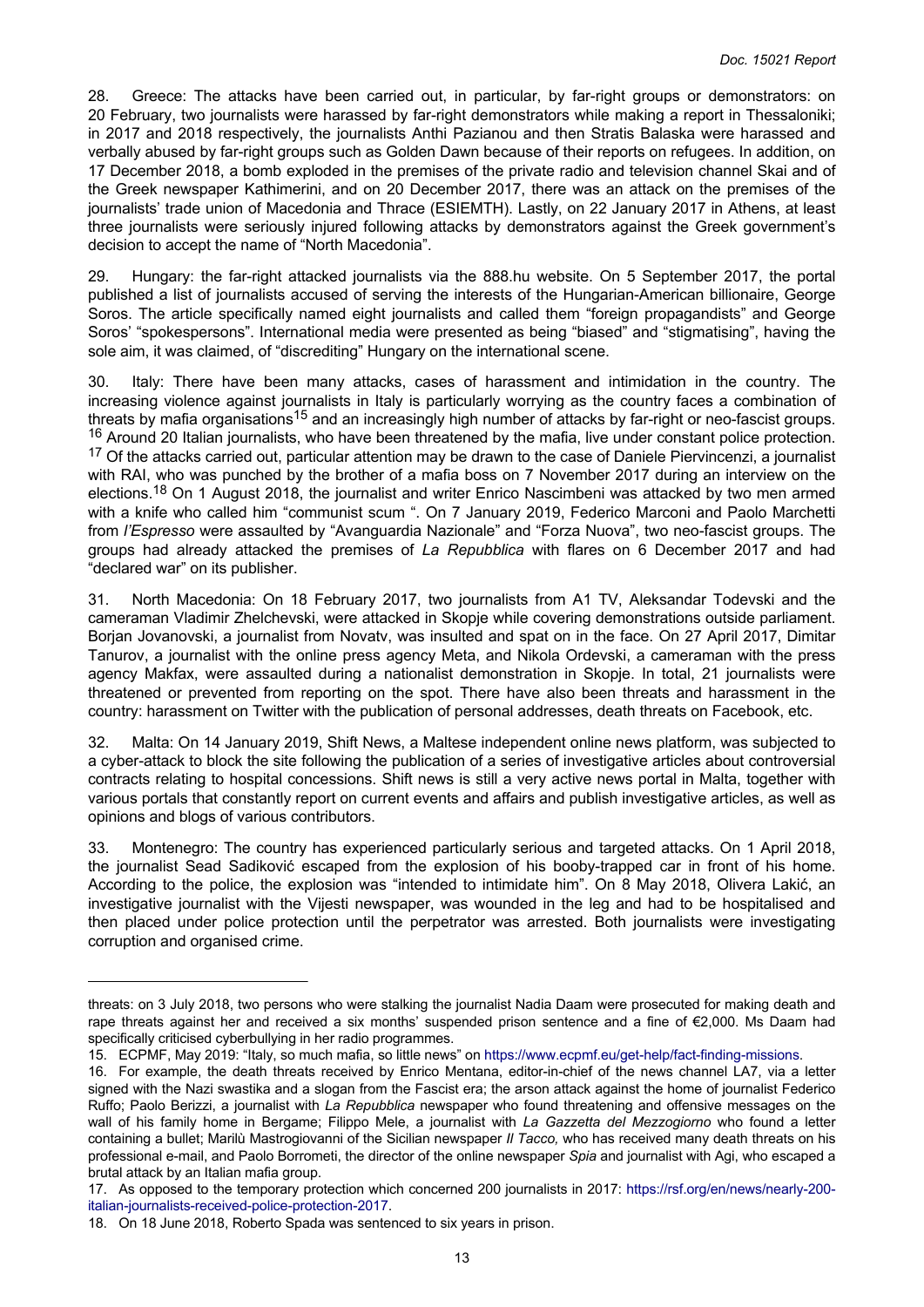28. Greece: The attacks have been carried out, in particular, by far-right groups or demonstrators: on 20 February, two journalists were harassed by far-right demonstrators while making a report in Thessaloniki; in 2017 and 2018 respectively, the journalists Anthi Pazianou and then Stratis Balaska were harassed and verbally abused by far-right groups such as Golden Dawn because of their reports on refugees. In addition, on 17 December 2018, a bomb exploded in the premises of the private radio and television channel Skai and of the Greek newspaper Kathimerini, and on 20 December 2017, there was an attack on the premises of the journalists' trade union of Macedonia and Thrace (ESIEMTH). Lastly, on 22 January 2017 in Athens, at least three journalists were seriously injured following attacks by demonstrators against the Greek government's decision to accept the name of "North Macedonia".

29. Hungary: the far-right attacked journalists via the 888.hu website. On 5 September 2017, the portal published a list of journalists accused of serving the interests of the Hungarian-American billionaire, George Soros. The article specifically named eight journalists and called them "foreign propagandists" and George Soros' "spokespersons". International media were presented as being "biased" and "stigmatising", having the sole aim, it was claimed, of "discrediting" Hungary on the international scene.

30. Italy: There have been many attacks, cases of harassment and intimidation in the country. The increasing violence against journalists in Italy is particularly worrying as the country faces a combination of threats by mafia organisations[15] and an increasingly high number of attacks by far-right or neo-fascist groups.[16] Around 20 Italian journalists, who have been threatened by the mafia, live under constant police protection.[17] Of the attacks carried out, particular attention may be drawn to the case of Daniele Piervincenzi, a journalist with RAI, who was punched by the brother of a mafia boss on 7 November 2017 during an interview on the elections.[18] On 1 August 2018, the journalist and writer Enrico Nascimbeni was attacked by two men armed with a knife who called him "communist scum ". On 7 January 2019, Federico Marconi and Paolo Marchetti from *l'Espresso* were assaulted by "Avanguardia Nazionale" and "Forza Nuova", two neo-fascist groups. The groups had already attacked the premises of *La Repubblica* with flares on 6 December 2017 and had "declared war" on its publisher.

31. North Macedonia: On 18 February 2017, two journalists from A1 TV, Aleksandar Todevski and the cameraman Vladimir Zhelchevski, were attacked in Skopje while covering demonstrations outside parliament. Borjan Jovanovski, a journalist from Novatv, was insulted and spat on in the face. On 27 April 2017, Dimitar Tanurov, a journalist with the online press agency Meta, and Nikola Ordevski, a cameraman with the press agency Makfax, were assaulted during a nationalist demonstration in Skopje. In total, 21 journalists were threatened or prevented from reporting on the spot. There have also been threats and harassment in the country: harassment on Twitter with the publication of personal addresses, death threats on Facebook, etc.

32. Malta: On 14 January 2019, Shift News, a Maltese independent online news platform, was subjected to a cyber-attack to block the site following the publication of a series of investigative articles about controversial contracts relating to hospital concessions. Shift news is still a very active news portal in Malta, together with various portals that constantly report on current events and affairs and publish investigative articles, as well as opinions and blogs of various contributors.

33. Montenegro: The country has experienced particularly serious and targeted attacks. On 1 April 2018, the journalist Sead Sadiković escaped from the explosion of his booby-trapped car in front of his home. According to the police, the explosion was "intended to intimidate him". On 8 May 2018, Olivera Lakić, an investigative journalist with the Vijesti newspaper, was wounded in the leg and had to be hospitalised and then placed under police protection until the perpetrator was arrested. Both journalists were investigating corruption and organised crime.

---

threats: on 3 July 2018, two persons who were stalking the journalist Nadia Daam were prosecuted for making death and rape threats against her and received a six months' suspended prison sentence and a fine of €2,000. Ms Daam had specifically criticised cyberbullying in her radio programmes.

15. ECPMF, May 2019: "Italy, so much mafia, so little news" on https://www.ecpmf.eu/get-help/fact-finding-missions.

16. For example, the death threats received by Enrico Mentana, editor-in-chief of the news channel LA7, via a letter signed with the Nazi swastika and a slogan from the Fascist era; the arson attack against the home of journalist Federico Ruffo; Paolo Berizzi, a journalist with *La Repubblica* newspaper who found threatening and offensive messages on the wall of his family home in Bergame; Filippo Mele, a journalist with *La Gazzetta del Mezzogiorno* who found a letter containing a bullet; Marilù Mastrogiovanni of the Sicilian newspaper *Il Tacco,* who has received many death threats on his professional e-mail, and Paolo Borrometi, the director of the online newspaper *Spia* and journalist with Agi, who escaped a brutal attack by an Italian mafia group.

17. As opposed to the temporary protection which concerned 200 journalists in 2017: https://rsf.org/en/news/nearly-200-italian-journalists-received-police-protection-2017.

18. On 18 June 2018, Roberto Spada was sentenced to six years in prison.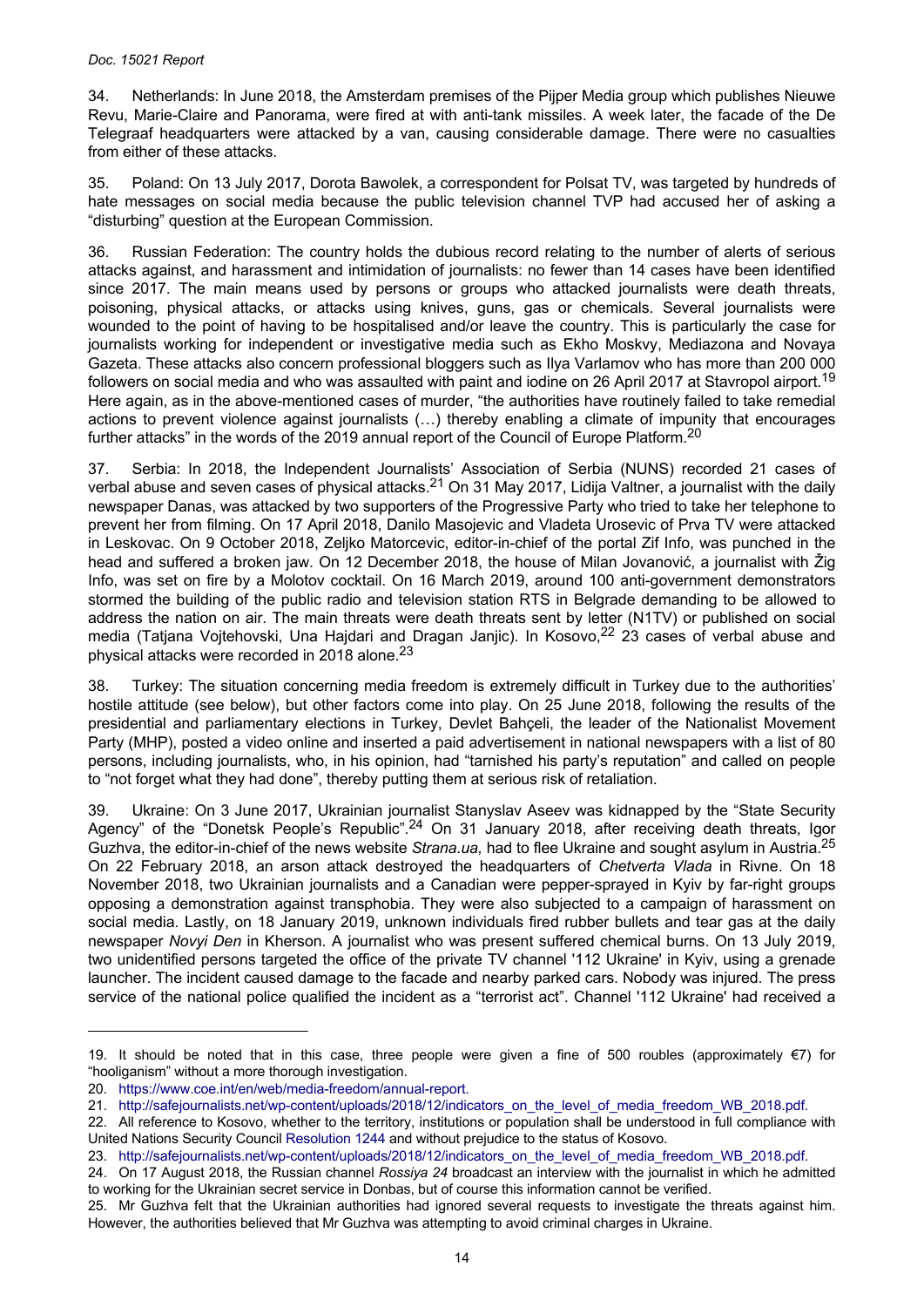34. Netherlands: In June 2018, the Amsterdam premises of the Pijper Media group which publishes Nieuwe Revu, Marie-Claire and Panorama, were fired at with anti-tank missiles. A week later, the facade of the De Telegraaf headquarters were attacked by a van, causing considerable damage. There were no casualties from either of these attacks.

35. Poland: On 13 July 2017, Dorota Bawolek, a correspondent for Polsat TV, was targeted by hundreds of hate messages on social media because the public television channel TVP had accused her of asking a "disturbing" question at the European Commission.

36. Russian Federation: The country holds the dubious record relating to the number of alerts of serious attacks against, and harassment and intimidation of journalists: no fewer than 14 cases have been identified since 2017. The main means used by persons or groups who attacked journalists were death threats, poisoning, physical attacks, or attacks using knives, guns, gas or chemicals. Several journalists were wounded to the point of having to be hospitalised and/or leave the country. This is particularly the case for journalists working for independent or investigative media such as Ekho Moskvy, Mediazona and Novaya Gazeta. These attacks also concern professional bloggers such as Ilya Varlamov who has more than 200 000 followers on social media and who was assaulted with paint and iodine on 26 April 2017 at Stavropol airport.[19] Here again, as in the above-mentioned cases of murder, "the authorities have routinely failed to take remedial actions to prevent violence against journalists (…) thereby enabling a climate of impunity that encourages further attacks" in the words of the 2019 annual report of the Council of Europe Platform.[20]

37. Serbia: In 2018, the Independent Journalists' Association of Serbia (NUNS) recorded 21 cases of verbal abuse and seven cases of physical attacks.[21] On 31 May 2017, Lidija Valtner, a journalist with the daily newspaper Danas, was attacked by two supporters of the Progressive Party who tried to take her telephone to prevent her from filming. On 17 April 2018, Danilo Masojevic and Vladeta Urosevic of Prva TV were attacked in Leskovac. On 9 October 2018, Zeljko Matorcevic, editor-in-chief of the portal Zif Info, was punched in the head and suffered a broken jaw. On 12 December 2018, the house of Milan Jovanović, a journalist with Žig Info, was set on fire by a Molotov cocktail. On 16 March 2019, around 100 anti-government demonstrators stormed the building of the public radio and television station RTS in Belgrade demanding to be allowed to address the nation on air. The main threats were death threats sent by letter (N1TV) or published on social media (Tatjana Vojtehovski, Una Hajdari and Dragan Janjic). In Kosovo,[22] 23 cases of verbal abuse and physical attacks were recorded in 2018 alone.[23]

38. Turkey: The situation concerning media freedom is extremely difficult in Turkey due to the authorities' hostile attitude (see below), but other factors come into play. On 25 June 2018, following the results of the presidential and parliamentary elections in Turkey, Devlet Bahçeli, the leader of the Nationalist Movement Party (MHP), posted a video online and inserted a paid advertisement in national newspapers with a list of 80 persons, including journalists, who, in his opinion, had "tarnished his party's reputation" and called on people to "not forget what they had done", thereby putting them at serious risk of retaliation.

39. Ukraine: On 3 June 2017, Ukrainian journalist Stanyslav Aseev was kidnapped by the "State Security Agency" of the "Donetsk People's Republic".[24] On 31 January 2018, after receiving death threats, Igor Guzhva, the editor-in-chief of the news website *Strana.ua,* had to flee Ukraine and sought asylum in Austria.[25] On 22 February 2018, an arson attack destroyed the headquarters of *Chetverta Vlada* in Rivne. On 18 November 2018, two Ukrainian journalists and a Canadian were pepper-sprayed in Kyiv by far-right groups opposing a demonstration against transphobia. They were also subjected to a campaign of harassment on social media. Lastly, on 18 January 2019, unknown individuals fired rubber bullets and tear gas at the daily newspaper *Novyi Den* in Kherson. A journalist who was present suffered chemical burns. On 13 July 2019, two unidentified persons targeted the office of the private TV channel '112 Ukraine' in Kyiv, using a grenade launcher. The incident caused damage to the facade and nearby parked cars. Nobody was injured. The press service of the national police qualified the incident as a "terrorist act". Channel '112 Ukraine' had received a

---

19. It should be noted that in this case, three people were given a fine of 500 roubles (approximately €7) for "hooliganism" without a more thorough investigation.

20. https://www.coe.int/en/web/media-freedom/annual-report.

21. http://safejournalists.net/wp-content/uploads/2018/12/indicators_on_the_level_of_media_freedom_WB_2018.pdf.

22. All reference to Kosovo, whether to the territory, institutions or population shall be understood in full compliance with United Nations Security Council Resolution 1244 and without prejudice to the status of Kosovo.

23. http://safejournalists.net/wp-content/uploads/2018/12/indicators_on_the_level_of_media_freedom_WB_2018.pdf.

24. On 17 August 2018, the Russian channel *Rossiya 24* broadcast an interview with the journalist in which he admitted to working for the Ukrainian secret service in Donbas, but of course this information cannot be verified.

25. Mr Guzhva felt that the Ukrainian authorities had ignored several requests to investigate the threats against him. However, the authorities believed that Mr Guzhva was attempting to avoid criminal charges in Ukraine.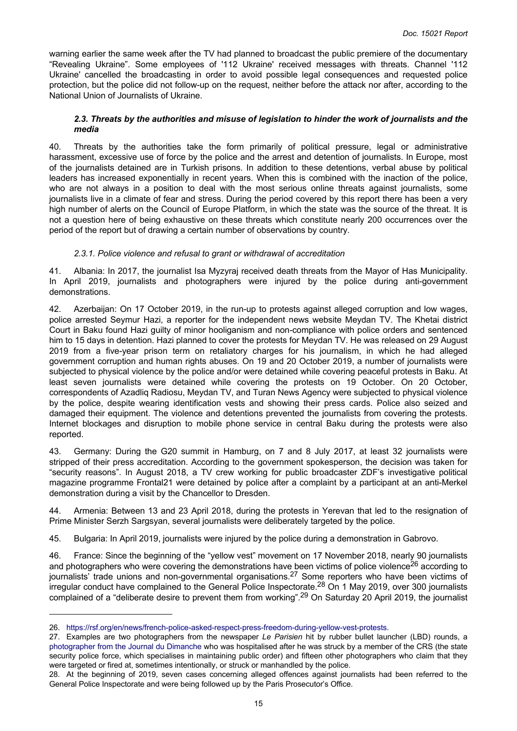warning earlier the same week after the TV had planned to broadcast the public premiere of the documentary "Revealing Ukraine". Some employees of '112 Ukraine' received messages with threats. Channel '112 Ukraine' cancelled the broadcasting in order to avoid possible legal consequences and requested police protection, but the police did not follow-up on the request, neither before the attack nor after, according to the National Union of Journalists of Ukraine.

### *2.3. Threats by the authorities and misuse of legislation to hinder the work of journalists and the media*

40. Threats by the authorities take the form primarily of political pressure, legal or administrative harassment, excessive use of force by the police and the arrest and detention of journalists. In Europe, most of the journalists detained are in Turkish prisons. In addition to these detentions, verbal abuse by political leaders has increased exponentially in recent years. When this is combined with the inaction of the police, who are not always in a position to deal with the most serious online threats against journalists, some journalists live in a climate of fear and stress. During the period covered by this report there has been a very high number of alerts on the Council of Europe Platform, in which the state was the source of the threat. It is not a question here of being exhaustive on these threats which constitute nearly 200 occurrences over the period of the report but of drawing a certain number of observations by country.

#### *2.3.1. Police violence and refusal to grant or withdrawal of accreditation*

41. Albania: In 2017, the journalist Isa Myzyraj received death threats from the Mayor of Has Municipality. In April 2019, journalists and photographers were injured by the police during anti-government demonstrations.

42. Azerbaijan: On 17 October 2019, in the run-up to protests against alleged corruption and low wages, police arrested Seymur Hazi, a reporter for the independent news website Meydan TV. The Khetai district Court in Baku found Hazi guilty of minor hooliganism and non-compliance with police orders and sentenced him to 15 days in detention. Hazi planned to cover the protests for Meydan TV. He was released on 29 August 2019 from a five-year prison term on retaliatory charges for his journalism, in which he had alleged government corruption and human rights abuses. On 19 and 20 October 2019, a number of journalists were subjected to physical violence by the police and/or were detained while covering peaceful protests in Baku. At least seven journalists were detained while covering the protests on 19 October. On 20 October, correspondents of Azadliq Radiosu, Meydan TV, and Turan News Agency were subjected to physical violence by the police, despite wearing identification vests and showing their press cards. Police also seized and damaged their equipment. The violence and detentions prevented the journalists from covering the protests. Internet blockages and disruption to mobile phone service in central Baku during the protests were also reported.

43. Germany: During the G20 summit in Hamburg, on 7 and 8 July 2017, at least 32 journalists were stripped of their press accreditation. According to the government spokesperson, the decision was taken for "security reasons". In August 2018, a TV crew working for public broadcaster ZDF's investigative political magazine programme Frontal21 were detained by police after a complaint by a participant at an anti-Merkel demonstration during a visit by the Chancellor to Dresden.

44. Armenia: Between 13 and 23 April 2018, during the protests in Yerevan that led to the resignation of Prime Minister Serzh Sargsyan, several journalists were deliberately targeted by the police.

45. Bulgaria: In April 2019, journalists were injured by the police during a demonstration in Gabrovo.

46. France: Since the beginning of the "yellow vest" movement on 17 November 2018, nearly 90 journalists and photographers who were covering the demonstrations have been victims of police violence[26] according to journalists' trade unions and non-governmental organisations.[27] Some reporters who have been victims of irregular conduct have complained to the General Police Inspectorate.[28] On 1 May 2019, over 300 journalists complained of a "deliberate desire to prevent them from working".[29] On Saturday 20 April 2019, the journalist

---

26. https://rsf.org/en/news/french-police-asked-respect-press-freedom-during-yellow-vest-protests.

27. Examples are two photographers from the newspaper *Le Parisien* hit by rubber bullet launcher (LBD) rounds, a photographer from the Journal du Dimanche who was hospitalised after he was struck by a member of the CRS (the state security police force, which specialises in maintaining public order) and fifteen other photographers who claim that they were targeted or fired at, sometimes intentionally, or struck or manhandled by the police.

28. At the beginning of 2019, seven cases concerning alleged offences against journalists had been referred to the General Police Inspectorate and were being followed up by the Paris Prosecutor's Office.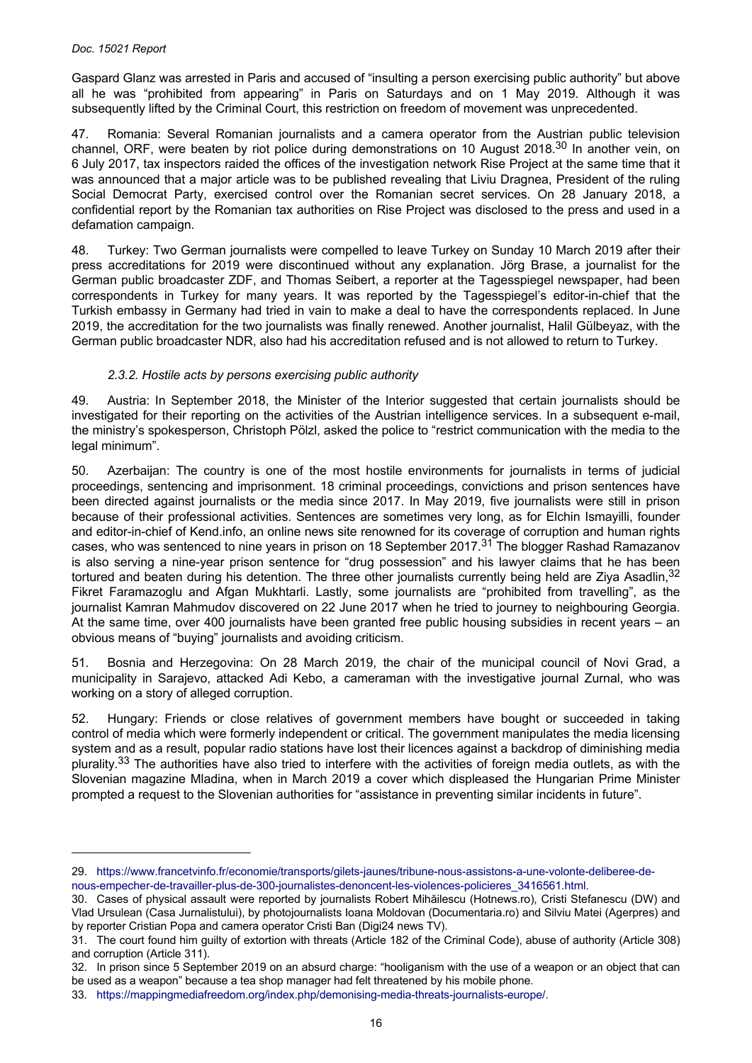Gaspard Glanz was arrested in Paris and accused of "insulting a person exercising public authority" but above all he was "prohibited from appearing" in Paris on Saturdays and on 1 May 2019. Although it was subsequently lifted by the Criminal Court, this restriction on freedom of movement was unprecedented.

47. Romania: Several Romanian journalists and a camera operator from the Austrian public television channel, ORF, were beaten by riot police during demonstrations on 10 August 2018.[30] In another vein, on 6 July 2017, tax inspectors raided the offices of the investigation network Rise Project at the same time that it was announced that a major article was to be published revealing that Liviu Dragnea, President of the ruling Social Democrat Party, exercised control over the Romanian secret services. On 28 January 2018, a confidential report by the Romanian tax authorities on Rise Project was disclosed to the press and used in a defamation campaign.

48. Turkey: Two German journalists were compelled to leave Turkey on Sunday 10 March 2019 after their press accreditations for 2019 were discontinued without any explanation. Jörg Brase, a journalist for the German public broadcaster ZDF, and Thomas Seibert, a reporter at the Tagesspiegel newspaper, had been correspondents in Turkey for many years. It was reported by the Tagesspiegel's editor-in-chief that the Turkish embassy in Germany had tried in vain to make a deal to have the correspondents replaced. In June 2019, the accreditation for the two journalists was finally renewed. Another journalist, Halil Gülbeyaz, with the German public broadcaster NDR, also had his accreditation refused and is not allowed to return to Turkey.

#### *2.3.2. Hostile acts by persons exercising public authority*

49. Austria: In September 2018, the Minister of the Interior suggested that certain journalists should be investigated for their reporting on the activities of the Austrian intelligence services. In a subsequent e-mail, the ministry's spokesperson, Christoph Pölzl, asked the police to "restrict communication with the media to the legal minimum".

50. Azerbaijan: The country is one of the most hostile environments for journalists in terms of judicial proceedings, sentencing and imprisonment. 18 criminal proceedings, convictions and prison sentences have been directed against journalists or the media since 2017. In May 2019, five journalists were still in prison because of their professional activities. Sentences are sometimes very long, as for Elchin Ismayilli, founder and editor-in-chief of Kend.info, an online news site renowned for its coverage of corruption and human rights cases, who was sentenced to nine years in prison on 18 September 2017.[31] The blogger Rashad Ramazanov is also serving a nine-year prison sentence for "drug possession" and his lawyer claims that he has been tortured and beaten during his detention. The three other journalists currently being held are Ziya Asadlin,[32] Fikret Faramazoglu and Afgan Mukhtarli. Lastly, some journalists are "prohibited from travelling", as the journalist Kamran Mahmudov discovered on 22 June 2017 when he tried to journey to neighbouring Georgia. At the same time, over 400 journalists have been granted free public housing subsidies in recent years – an obvious means of "buying" journalists and avoiding criticism.

51. Bosnia and Herzegovina: On 28 March 2019, the chair of the municipal council of Novi Grad, a municipality in Sarajevo, attacked Adi Kebo, a cameraman with the investigative journal Zurnal, who was working on a story of alleged corruption.

52. Hungary: Friends or close relatives of government members have bought or succeeded in taking control of media which were formerly independent or critical. The government manipulates the media licensing system and as a result, popular radio stations have lost their licences against a backdrop of diminishing media plurality.[33] The authorities have also tried to interfere with the activities of foreign media outlets, as with the Slovenian magazine Mladina, when in March 2019 a cover which displeased the Hungarian Prime Minister prompted a request to the Slovenian authorities for "assistance in preventing similar incidents in future".

---

29. https://www.francetvinfo.fr/economie/transports/gilets-jaunes/tribune-nous-assistons-a-une-volonte-deliberee-de-nous-empecher-de-travailler-plus-de-300-journalistes-denoncent-les-violences-policieres_3416561.html.

30. Cases of physical assault were reported by journalists Robert Mihăilescu (Hotnews.ro), Cristi Stefanescu (DW) and Vlad Ursulean (Casa Jurnalistului), by photojournalists Ioana Moldovan (Documentaria.ro) and Silviu Matei (Agerpres) and by reporter Cristian Popa and camera operator Cristi Ban (Digi24 news TV).

31. The court found him guilty of extortion with threats (Article 182 of the Criminal Code), abuse of authority (Article 308) and corruption (Article 311).

32. In prison since 5 September 2019 on an absurd charge: "hooliganism with the use of a weapon or an object that can be used as a weapon" because a tea shop manager had felt threatened by his mobile phone.

33. https://mappingmediafreedom.org/index.php/demonising-media-threats-journalists-europe/.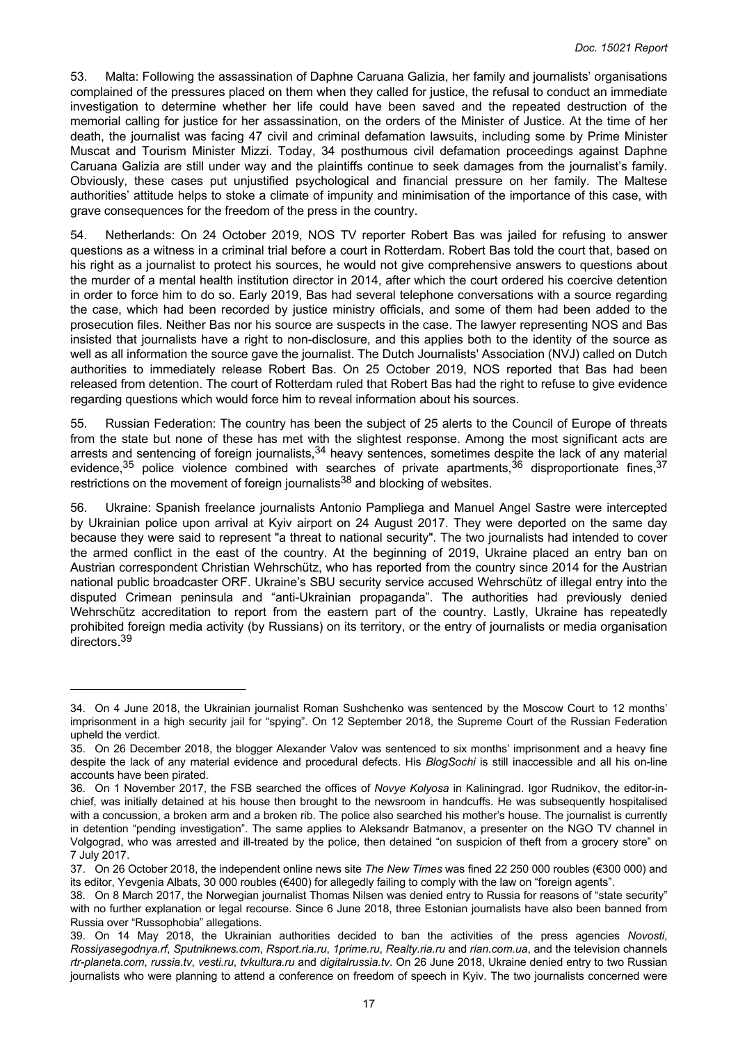53. Malta: Following the assassination of Daphne Caruana Galizia, her family and journalists' organisations complained of the pressures placed on them when they called for justice, the refusal to conduct an immediate investigation to determine whether her life could have been saved and the repeated destruction of the memorial calling for justice for her assassination, on the orders of the Minister of Justice. At the time of her death, the journalist was facing 47 civil and criminal defamation lawsuits, including some by Prime Minister Muscat and Tourism Minister Mizzi. Today, 34 posthumous civil defamation proceedings against Daphne Caruana Galizia are still under way and the plaintiffs continue to seek damages from the journalist's family. Obviously, these cases put unjustified psychological and financial pressure on her family. The Maltese authorities' attitude helps to stoke a climate of impunity and minimisation of the importance of this case, with grave consequences for the freedom of the press in the country.

54. Netherlands: On 24 October 2019, NOS TV reporter Robert Bas was jailed for refusing to answer questions as a witness in a criminal trial before a court in Rotterdam. Robert Bas told the court that, based on his right as a journalist to protect his sources, he would not give comprehensive answers to questions about the murder of a mental health institution director in 2014, after which the court ordered his coercive detention in order to force him to do so. Early 2019, Bas had several telephone conversations with a source regarding the case, which had been recorded by justice ministry officials, and some of them had been added to the prosecution files. Neither Bas nor his source are suspects in the case. The lawyer representing NOS and Bas insisted that journalists have a right to non-disclosure, and this applies both to the identity of the source as well as all information the source gave the journalist. The Dutch Journalists' Association (NVJ) called on Dutch authorities to immediately release Robert Bas. On 25 October 2019, NOS reported that Bas had been released from detention. The court of Rotterdam ruled that Robert Bas had the right to refuse to give evidence regarding questions which would force him to reveal information about his sources.

55. Russian Federation: The country has been the subject of 25 alerts to the Council of Europe of threats from the state but none of these has met with the slightest response. Among the most significant acts are arrests and sentencing of foreign journalists,[34] heavy sentences, sometimes despite the lack of any material evidence,[35] police violence combined with searches of private apartments,[36] disproportionate fines,[37] restrictions on the movement of foreign journalists[38] and blocking of websites.

56. Ukraine: Spanish freelance journalists Antonio Pampliega and Manuel Angel Sastre were intercepted by Ukrainian police upon arrival at Kyiv airport on 24 August 2017. They were deported on the same day because they were said to represent "a threat to national security". The two journalists had intended to cover the armed conflict in the east of the country. At the beginning of 2019, Ukraine placed an entry ban on Austrian correspondent Christian Wehrschütz, who has reported from the country since 2014 for the Austrian national public broadcaster ORF. Ukraine's SBU security service accused Wehrschütz of illegal entry into the disputed Crimean peninsula and "anti-Ukrainian propaganda". The authorities had previously denied Wehrschütz accreditation to report from the eastern part of the country. Lastly, Ukraine has repeatedly prohibited foreign media activity (by Russians) on its territory, or the entry of journalists or media organisation directors.[39]

---

34. On 4 June 2018, the Ukrainian journalist Roman Sushchenko was sentenced by the Moscow Court to 12 months' imprisonment in a high security jail for "spying". On 12 September 2018, the Supreme Court of the Russian Federation upheld the verdict.

35. On 26 December 2018, the blogger Alexander Valov was sentenced to six months' imprisonment and a heavy fine despite the lack of any material evidence and procedural defects. His *BlogSochi* is still inaccessible and all his on-line accounts have been pirated.

36. On 1 November 2017, the FSB searched the offices of *Novye Kolyosa* in Kaliningrad. Igor Rudnikov, the editor-in-chief, was initially detained at his house then brought to the newsroom in handcuffs. He was subsequently hospitalised with a concussion, a broken arm and a broken rib. The police also searched his mother's house. The journalist is currently in detention "pending investigation". The same applies to Aleksandr Batmanov, a presenter on the NGO TV channel in Volgograd, who was arrested and ill-treated by the police, then detained "on suspicion of theft from a grocery store" on 7 July 2017.

37. On 26 October 2018, the independent online news site *The New Times* was fined 22 250 000 roubles (€300 000) and its editor, Yevgenia Albats, 30 000 roubles (€400) for allegedly failing to comply with the law on "foreign agents".

38. On 8 March 2017, the Norwegian journalist Thomas Nilsen was denied entry to Russia for reasons of "state security" with no further explanation or legal recourse. Since 6 June 2018, three Estonian journalists have also been banned from Russia over "Russophobia" allegations.

39. On 14 May 2018, the Ukrainian authorities decided to ban the activities of the press agencies *Novosti*, *Rossiyasegodnya.rf*, *Sputniknews.com*, *Rsport.ria.ru*, *1prime.ru*, *Realty.ria.ru* and *rian.com.ua*, and the television channels *rtr-planeta.com*, *russia.tv*, *vesti.ru*, *tvkultura.ru* and *digitalrussia.tv*. On 26 June 2018, Ukraine denied entry to two Russian journalists who were planning to attend a conference on freedom of speech in Kyiv. The two journalists concerned were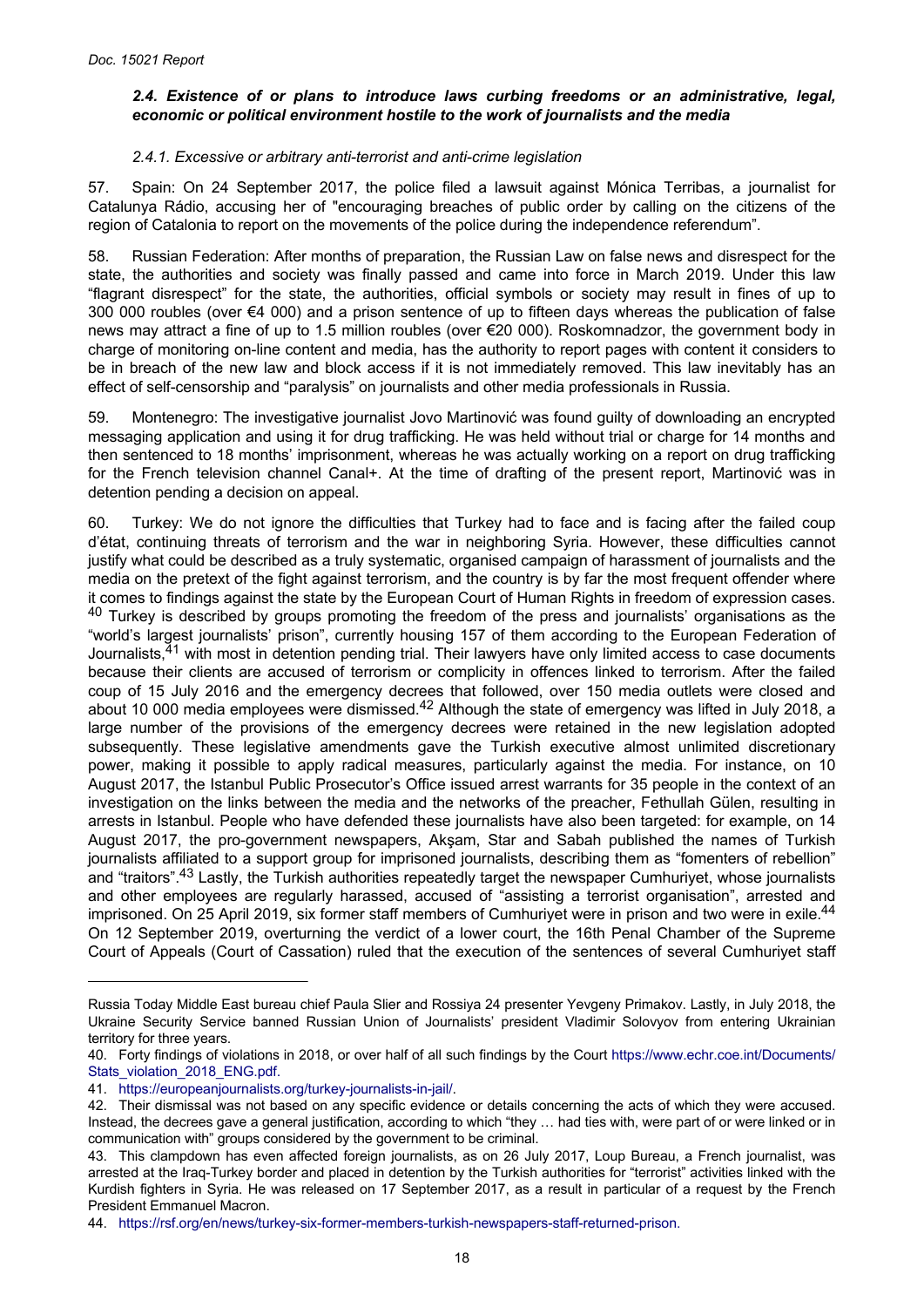### *2.4. Existence of or plans to introduce laws curbing freedoms or an administrative, legal, economic or political environment hostile to the work of journalists and the media*

#### *2.4.1. Excessive or arbitrary anti-terrorist and anti-crime legislation*

57. Spain: On 24 September 2017, the police filed a lawsuit against Mónica Terribas, a journalist for Catalunya Rádio, accusing her of "encouraging breaches of public order by calling on the citizens of the region of Catalonia to report on the movements of the police during the independence referendum".

58. Russian Federation: After months of preparation, the Russian Law on false news and disrespect for the state, the authorities and society was finally passed and came into force in March 2019. Under this law "flagrant disrespect" for the state, the authorities, official symbols or society may result in fines of up to 300 000 roubles (over €4 000) and a prison sentence of up to fifteen days whereas the publication of false news may attract a fine of up to 1.5 million roubles (over €20 000). Roskomnadzor, the government body in charge of monitoring on-line content and media, has the authority to report pages with content it considers to be in breach of the new law and block access if it is not immediately removed. This law inevitably has an effect of self-censorship and "paralysis" on journalists and other media professionals in Russia.

59. Montenegro: The investigative journalist Jovo Martinović was found guilty of downloading an encrypted messaging application and using it for drug trafficking. He was held without trial or charge for 14 months and then sentenced to 18 months' imprisonment, whereas he was actually working on a report on drug trafficking for the French television channel Canal+. At the time of drafting of the present report, Martinović was in detention pending a decision on appeal.

60. Turkey: We do not ignore the difficulties that Turkey had to face and is facing after the failed coup d'état, continuing threats of terrorism and the war in neighboring Syria. However, these difficulties cannot justify what could be described as a truly systematic, organised campaign of harassment of journalists and the media on the pretext of the fight against terrorism, and the country is by far the most frequent offender where it comes to findings against the state by the European Court of Human Rights in freedom of expression cases.[40] Turkey is described by groups promoting the freedom of the press and journalists' organisations as the "world's largest journalists' prison", currently housing 157 of them according to the European Federation of Journalists,[41] with most in detention pending trial. Their lawyers have only limited access to case documents because their clients are accused of terrorism or complicity in offences linked to terrorism. After the failed coup of 15 July 2016 and the emergency decrees that followed, over 150 media outlets were closed and about 10 000 media employees were dismissed.[42] Although the state of emergency was lifted in July 2018, a large number of the provisions of the emergency decrees were retained in the new legislation adopted subsequently. These legislative amendments gave the Turkish executive almost unlimited discretionary power, making it possible to apply radical measures, particularly against the media. For instance, on 10 August 2017, the Istanbul Public Prosecutor's Office issued arrest warrants for 35 people in the context of an investigation on the links between the media and the networks of the preacher, Fethullah Gülen, resulting in arrests in Istanbul. People who have defended these journalists have also been targeted: for example, on 14 August 2017, the pro-government newspapers, Akşam, Star and Sabah published the names of Turkish journalists affiliated to a support group for imprisoned journalists, describing them as "fomenters of rebellion" and "traitors".[43] Lastly, the Turkish authorities repeatedly target the newspaper Cumhuriyet, whose journalists and other employees are regularly harassed, accused of "assisting a terrorist organisation", arrested and imprisoned. On 25 April 2019, six former staff members of Cumhuriyet were in prison and two were in exile.[44] On 12 September 2019, overturning the verdict of a lower court, the 16th Penal Chamber of the Supreme Court of Appeals (Court of Cassation) ruled that the execution of the sentences of several Cumhuriyet staff

---

Russia Today Middle East bureau chief Paula Slier and Rossiya 24 presenter Yevgeny Primakov. Lastly, in July 2018, the Ukraine Security Service banned Russian Union of Journalists' president Vladimir Solovyov from entering Ukrainian territory for three years.

40. Forty findings of violations in 2018, or over half of all such findings by the Court https://www.echr.coe.int/Documents/Stats_violation_2018_ENG.pdf.

41. https://europeanjournalists.org/turkey-journalists-in-jail/.

42. Their dismissal was not based on any specific evidence or details concerning the acts of which they were accused. Instead, the decrees gave a general justification, according to which "they … had ties with, were part of or were linked or in communication with" groups considered by the government to be criminal.

43. This clampdown has even affected foreign journalists, as on 26 July 2017, Loup Bureau, a French journalist, was arrested at the Iraq-Turkey border and placed in detention by the Turkish authorities for "terrorist" activities linked with the Kurdish fighters in Syria. He was released on 17 September 2017, as a result in particular of a request by the French President Emmanuel Macron.

44. https://rsf.org/en/news/turkey-six-former-members-turkish-newspapers-staff-returned-prison.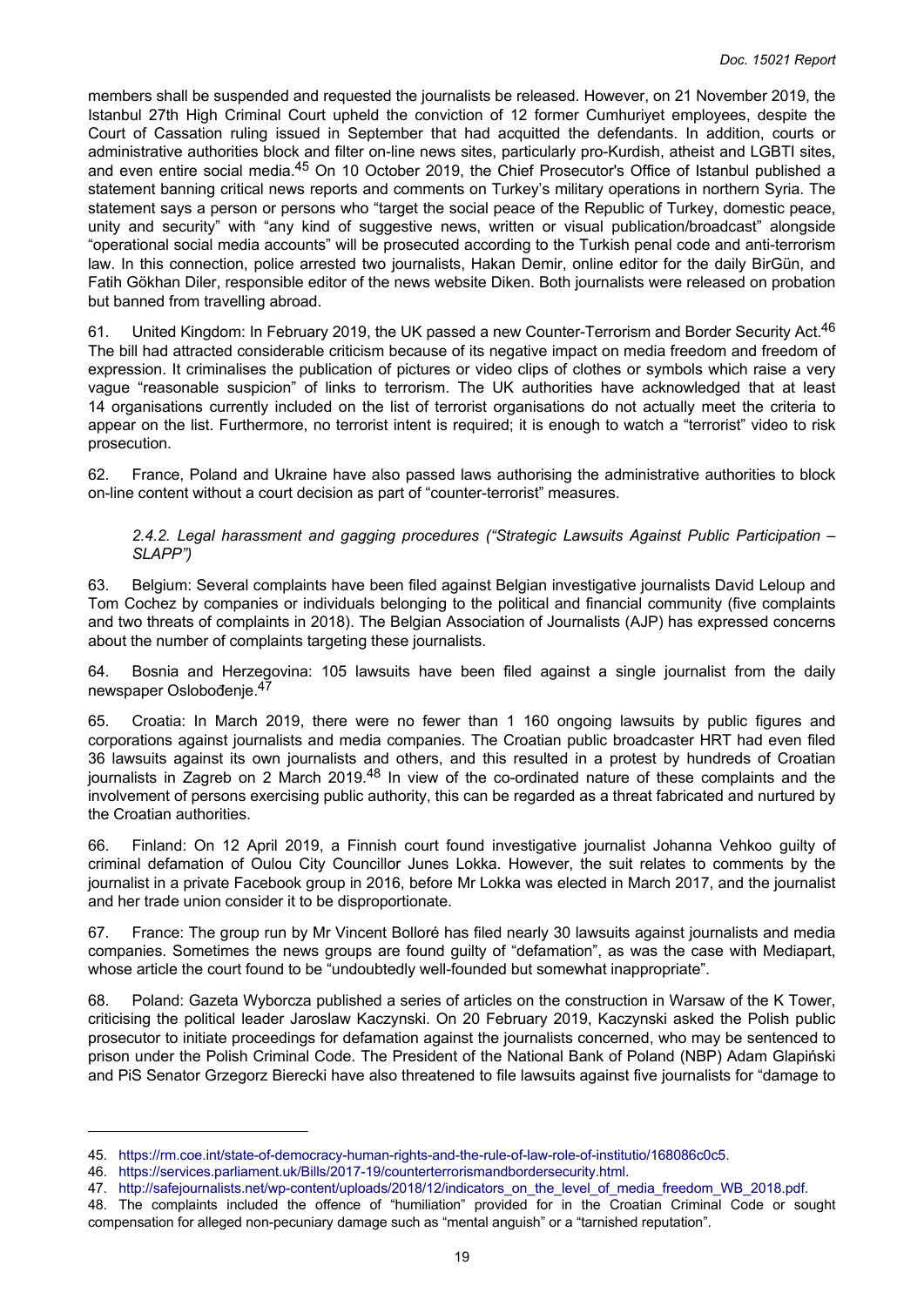members shall be suspended and requested the journalists be released. However, on 21 November 2019, the Istanbul 27th High Criminal Court upheld the conviction of 12 former Cumhuriyet employees, despite the Court of Cassation ruling issued in September that had acquitted the defendants. In addition, courts or administrative authorities block and filter on-line news sites, particularly pro-Kurdish, atheist and LGBTI sites, and even entire social media.[45] On 10 October 2019, the Chief Prosecutor's Office of Istanbul published a statement banning critical news reports and comments on Turkey's military operations in northern Syria. The statement says a person or persons who "target the social peace of the Republic of Turkey, domestic peace, unity and security" with "any kind of suggestive news, written or visual publication/broadcast" alongside "operational social media accounts" will be prosecuted according to the Turkish penal code and anti-terrorism law. In this connection, police arrested two journalists, Hakan Demir, online editor for the daily BirGün, and Fatih Gökhan Diler, responsible editor of the news website Diken. Both journalists were released on probation but banned from travelling abroad.

61. United Kingdom: In February 2019, the UK passed a new Counter-Terrorism and Border Security Act.[46] The bill had attracted considerable criticism because of its negative impact on media freedom and freedom of expression. It criminalises the publication of pictures or video clips of clothes or symbols which raise a very vague "reasonable suspicion" of links to terrorism. The UK authorities have acknowledged that at least 14 organisations currently included on the list of terrorist organisations do not actually meet the criteria to appear on the list. Furthermore, no terrorist intent is required; it is enough to watch a "terrorist" video to risk prosecution.

62. France, Poland and Ukraine have also passed laws authorising the administrative authorities to block on-line content without a court decision as part of "counter-terrorist" measures.

*2.4.2. Legal harassment and gagging procedures ("Strategic Lawsuits Against Public Participation – SLAPP")*

63. Belgium: Several complaints have been filed against Belgian investigative journalists David Leloup and Tom Cochez by companies or individuals belonging to the political and financial community (five complaints and two threats of complaints in 2018). The Belgian Association of Journalists (AJP) has expressed concerns about the number of complaints targeting these journalists.

64. Bosnia and Herzegovina: 105 lawsuits have been filed against a single journalist from the daily newspaper Oslobođenje.[47]

65. Croatia: In March 2019, there were no fewer than 1 160 ongoing lawsuits by public figures and corporations against journalists and media companies. The Croatian public broadcaster HRT had even filed 36 lawsuits against its own journalists and others, and this resulted in a protest by hundreds of Croatian journalists in Zagreb on 2 March 2019.[48] In view of the co-ordinated nature of these complaints and the involvement of persons exercising public authority, this can be regarded as a threat fabricated and nurtured by the Croatian authorities.

66. Finland: On 12 April 2019, a Finnish court found investigative journalist Johanna Vehkoo guilty of criminal defamation of Oulou City Councillor Junes Lokka. However, the suit relates to comments by the journalist in a private Facebook group in 2016, before Mr Lokka was elected in March 2017, and the journalist and her trade union consider it to be disproportionate.

67. France: The group run by Mr Vincent Bolloré has filed nearly 30 lawsuits against journalists and media companies. Sometimes the news groups are found guilty of "defamation", as was the case with Mediapart, whose article the court found to be "undoubtedly well-founded but somewhat inappropriate".

68. Poland: Gazeta Wyborcza published a series of articles on the construction in Warsaw of the K Tower, criticising the political leader Jaroslaw Kaczynski. On 20 February 2019, Kaczynski asked the Polish public prosecutor to initiate proceedings for defamation against the journalists concerned, who may be sentenced to prison under the Polish Criminal Code. The President of the National Bank of Poland (NBP) Adam Glapiński and PiS Senator Grzegorz Bierecki have also threatened to file lawsuits against five journalists for "damage to

---

45. https://rm.coe.int/state-of-democracy-human-rights-and-the-rule-of-law-role-of-institutio/168086c0c5.

46. https://services.parliament.uk/Bills/2017-19/counterterrorismandbordersecurity.html.

47. http://safejournalists.net/wp-content/uploads/2018/12/indicators_on_the_level_of_media_freedom_WB_2018.pdf.

48. The complaints included the offence of "humiliation" provided for in the Croatian Criminal Code or sought compensation for alleged non-pecuniary damage such as "mental anguish" or a "tarnished reputation".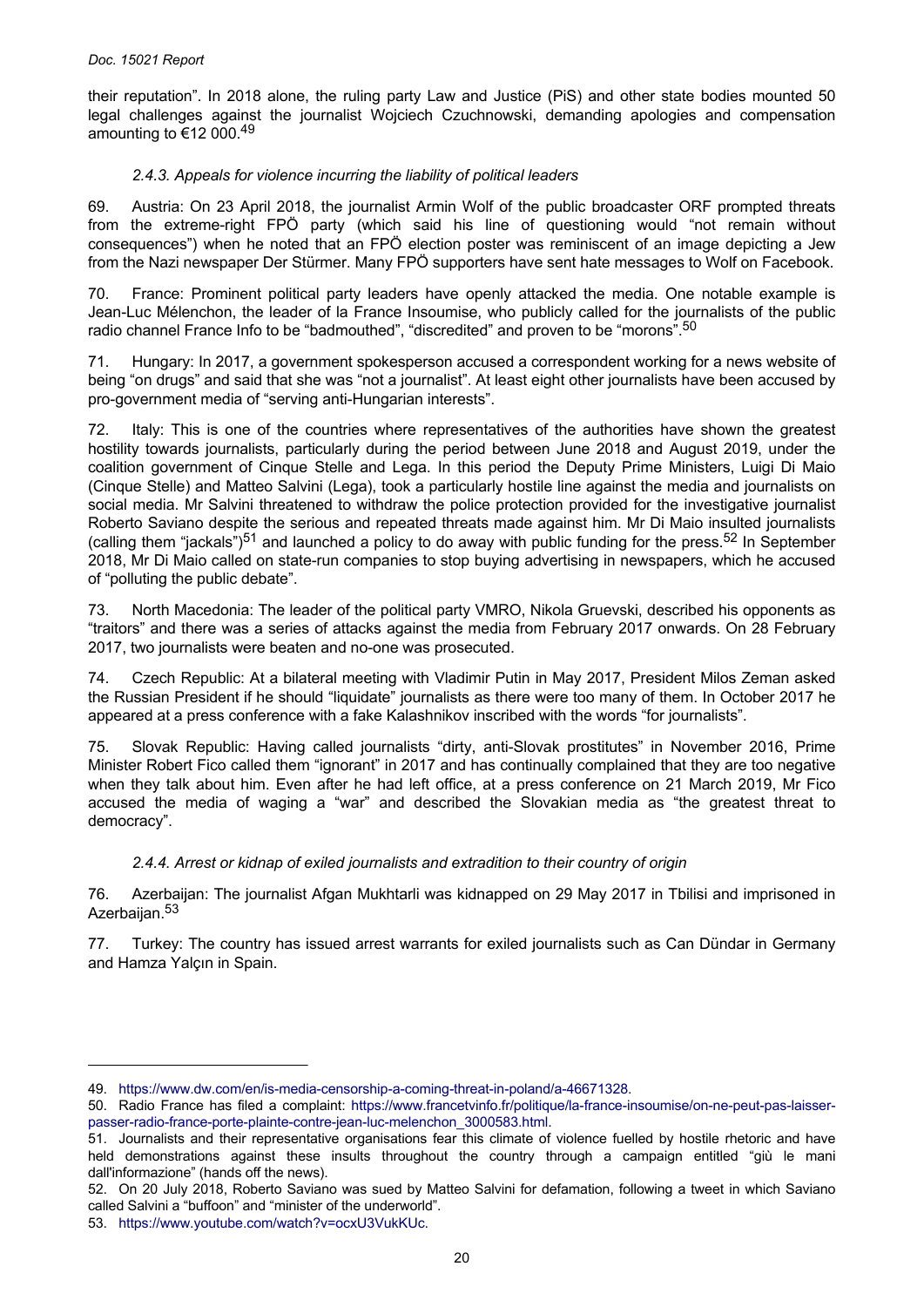their reputation". In 2018 alone, the ruling party Law and Justice (PiS) and other state bodies mounted 50 legal challenges against the journalist Wojciech Czuchnowski, demanding apologies and compensation amounting to €12 000.[49]

#### *2.4.3. Appeals for violence incurring the liability of political leaders*

69. Austria: On 23 April 2018, the journalist Armin Wolf of the public broadcaster ORF prompted threats from the extreme-right FPÖ party (which said his line of questioning would "not remain without consequences") when he noted that an FPÖ election poster was reminiscent of an image depicting a Jew from the Nazi newspaper Der Stürmer. Many FPÖ supporters have sent hate messages to Wolf on Facebook.

70. France: Prominent political party leaders have openly attacked the media. One notable example is Jean-Luc Mélenchon, the leader of la France Insoumise, who publicly called for the journalists of the public radio channel France Info to be "badmouthed", "discredited" and proven to be "morons".[50]

71. Hungary: In 2017, a government spokesperson accused a correspondent working for a news website of being "on drugs" and said that she was "not a journalist". At least eight other journalists have been accused by pro-government media of "serving anti-Hungarian interests".

72. Italy: This is one of the countries where representatives of the authorities have shown the greatest hostility towards journalists, particularly during the period between June 2018 and August 2019, under the coalition government of Cinque Stelle and Lega. In this period the Deputy Prime Ministers, Luigi Di Maio (Cinque Stelle) and Matteo Salvini (Lega), took a particularly hostile line against the media and journalists on social media. Mr Salvini threatened to withdraw the police protection provided for the investigative journalist Roberto Saviano despite the serious and repeated threats made against him. Mr Di Maio insulted journalists (calling them "jackals")[51] and launched a policy to do away with public funding for the press.[52] In September 2018, Mr Di Maio called on state-run companies to stop buying advertising in newspapers, which he accused of "polluting the public debate".

73. North Macedonia: The leader of the political party VMRO, Nikola Gruevski, described his opponents as "traitors" and there was a series of attacks against the media from February 2017 onwards. On 28 February 2017, two journalists were beaten and no-one was prosecuted.

74. Czech Republic: At a bilateral meeting with Vladimir Putin in May 2017, President Milos Zeman asked the Russian President if he should "liquidate" journalists as there were too many of them. In October 2017 he appeared at a press conference with a fake Kalashnikov inscribed with the words "for journalists".

75. Slovak Republic: Having called journalists "dirty, anti-Slovak prostitutes" in November 2016, Prime Minister Robert Fico called them "ignorant" in 2017 and has continually complained that they are too negative when they talk about him. Even after he had left office, at a press conference on 21 March 2019, Mr Fico accused the media of waging a "war" and described the Slovakian media as "the greatest threat to democracy".

#### *2.4.4. Arrest or kidnap of exiled journalists and extradition to their country of origin*

76. Azerbaijan: The journalist Afgan Mukhtarli was kidnapped on 29 May 2017 in Tbilisi and imprisoned in Azerbaijan.[53]

77. Turkey: The country has issued arrest warrants for exiled journalists such as Can Dündar in Germany and Hamza Yalçın in Spain.

---

49. https://www.dw.com/en/is-media-censorship-a-coming-threat-in-poland/a-46671328.

50. Radio France has filed a complaint: https://www.francetvinfo.fr/politique/la-france-insoumise/on-ne-peut-pas-laisser-passer-radio-france-porte-plainte-contre-jean-luc-melenchon_3000583.html.

51. Journalists and their representative organisations fear this climate of violence fuelled by hostile rhetoric and have held demonstrations against these insults throughout the country through a campaign entitled "giù le mani dall'informazione" (hands off the news).

52. On 20 July 2018, Roberto Saviano was sued by Matteo Salvini for defamation, following a tweet in which Saviano called Salvini a "buffoon" and "minister of the underworld".

53. https://www.youtube.com/watch?v=ocxU3VukKUc.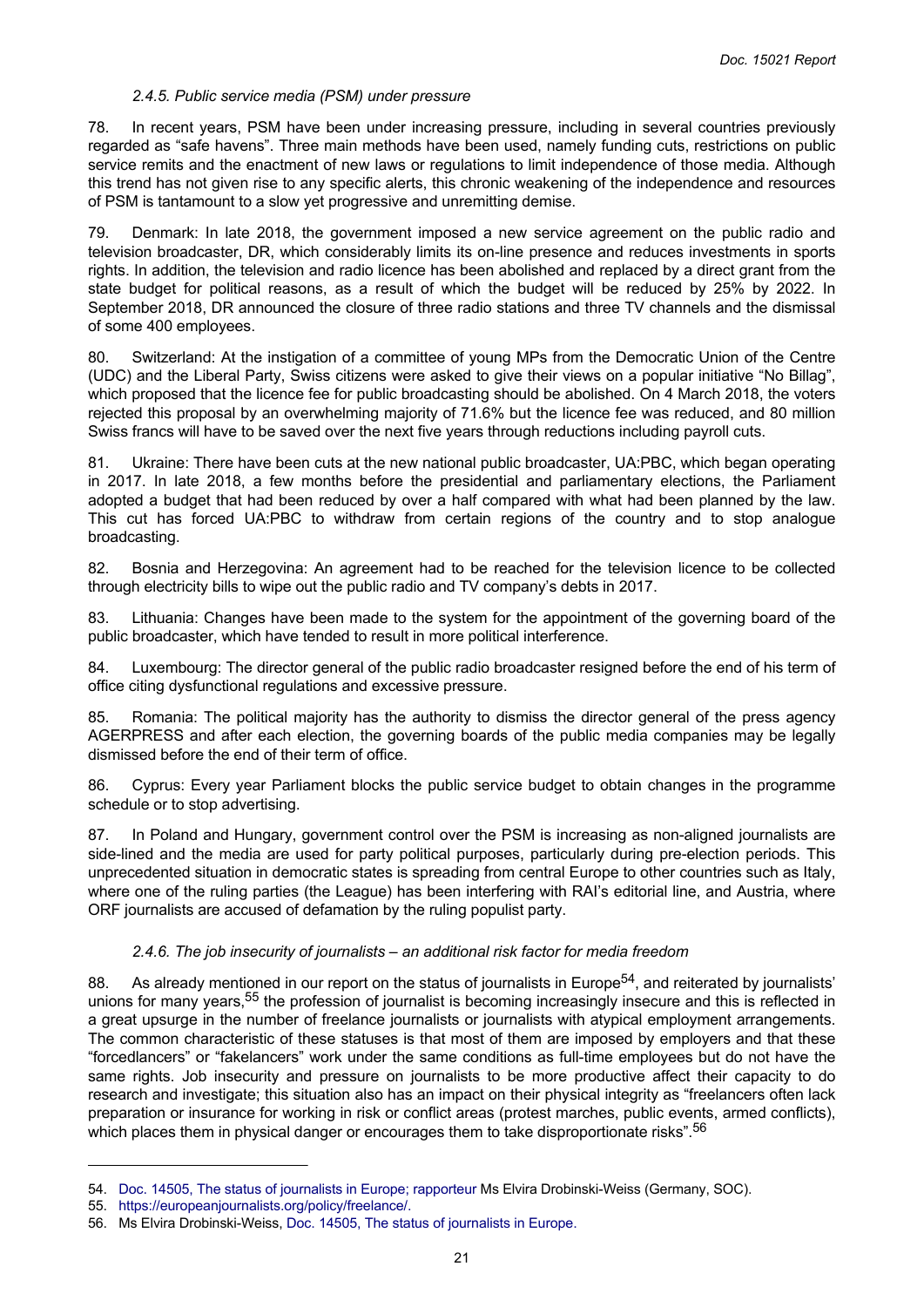#### *2.4.5. Public service media (PSM) under pressure*

78. In recent years, PSM have been under increasing pressure, including in several countries previously regarded as "safe havens". Three main methods have been used, namely funding cuts, restrictions on public service remits and the enactment of new laws or regulations to limit independence of those media. Although this trend has not given rise to any specific alerts, this chronic weakening of the independence and resources of PSM is tantamount to a slow yet progressive and unremitting demise.

79. Denmark: In late 2018, the government imposed a new service agreement on the public radio and television broadcaster, DR, which considerably limits its on-line presence and reduces investments in sports rights. In addition, the television and radio licence has been abolished and replaced by a direct grant from the state budget for political reasons, as a result of which the budget will be reduced by 25% by 2022. In September 2018, DR announced the closure of three radio stations and three TV channels and the dismissal of some 400 employees.

80. Switzerland: At the instigation of a committee of young MPs from the Democratic Union of the Centre (UDC) and the Liberal Party, Swiss citizens were asked to give their views on a popular initiative "No Billag", which proposed that the licence fee for public broadcasting should be abolished. On 4 March 2018, the voters rejected this proposal by an overwhelming majority of 71.6% but the licence fee was reduced, and 80 million Swiss francs will have to be saved over the next five years through reductions including payroll cuts.

81. Ukraine: There have been cuts at the new national public broadcaster, UA:PBC, which began operating in 2017. In late 2018, a few months before the presidential and parliamentary elections, the Parliament adopted a budget that had been reduced by over a half compared with what had been planned by the law. This cut has forced UA:PBC to withdraw from certain regions of the country and to stop analogue broadcasting.

82. Bosnia and Herzegovina: An agreement had to be reached for the television licence to be collected through electricity bills to wipe out the public radio and TV company's debts in 2017.

83. Lithuania: Changes have been made to the system for the appointment of the governing board of the public broadcaster, which have tended to result in more political interference.

84. Luxembourg: The director general of the public radio broadcaster resigned before the end of his term of office citing dysfunctional regulations and excessive pressure.

85. Romania: The political majority has the authority to dismiss the director general of the press agency AGERPRESS and after each election, the governing boards of the public media companies may be legally dismissed before the end of their term of office.

86. Cyprus: Every year Parliament blocks the public service budget to obtain changes in the programme schedule or to stop advertising.

87. In Poland and Hungary, government control over the PSM is increasing as non-aligned journalists are side-lined and the media are used for party political purposes, particularly during pre-election periods. This unprecedented situation in democratic states is spreading from central Europe to other countries such as Italy, where one of the ruling parties (the League) has been interfering with RAI's editorial line, and Austria, where ORF journalists are accused of defamation by the ruling populist party.

#### *2.4.6. The job insecurity of journalists – an additional risk factor for media freedom*

88. As already mentioned in our report on the status of journalists in Europe[54], and reiterated by journalists' unions for many years,[55] the profession of journalist is becoming increasingly insecure and this is reflected in a great upsurge in the number of freelance journalists or journalists with atypical employment arrangements. The common characteristic of these statuses is that most of them are imposed by employers and that these "forcedlancers" or "fakelancers" work under the same conditions as full-time employees but do not have the same rights. Job insecurity and pressure on journalists to be more productive affect their capacity to do research and investigate; this situation also has an impact on their physical integrity as "freelancers often lack preparation or insurance for working in risk or conflict areas (protest marches, public events, armed conflicts), which places them in physical danger or encourages them to take disproportionate risks".[56]

---

54. Doc. 14505, The status of journalists in Europe; rapporteur Ms Elvira Drobinski-Weiss (Germany, SOC).

55. https://europeanjournalists.org/policy/freelance/.

56. Ms Elvira Drobinski-Weiss, Doc. 14505, The status of journalists in Europe.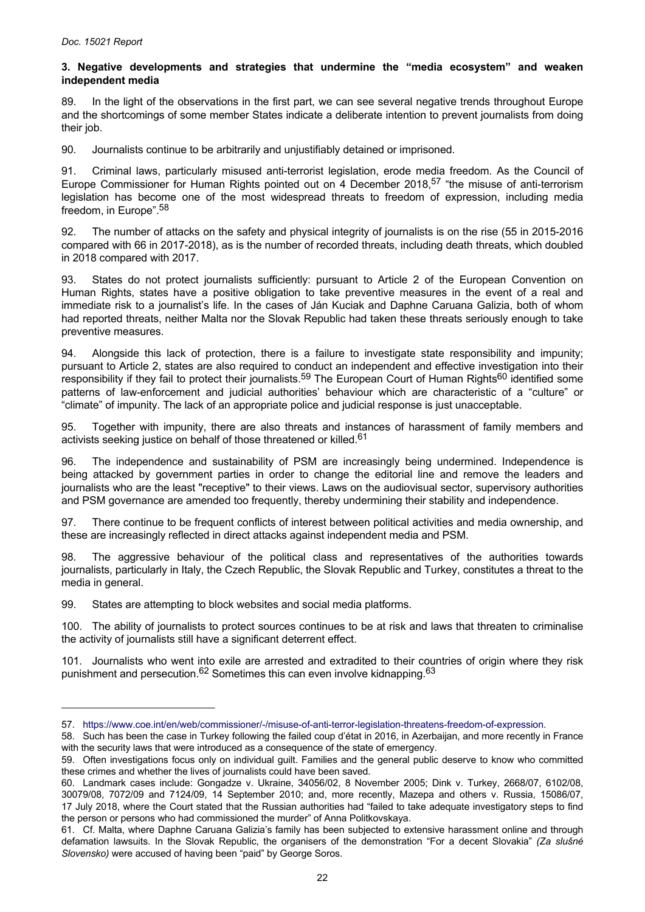### 3. Negative developments and strategies that undermine the "media ecosystem" and weaken independent media

89. In the light of the observations in the first part, we can see several negative trends throughout Europe and the shortcomings of some member States indicate a deliberate intention to prevent journalists from doing their job.

90. Journalists continue to be arbitrarily and unjustifiably detained or imprisoned.

91. Criminal laws, particularly misused anti-terrorist legislation, erode media freedom. As the Council of Europe Commissioner for Human Rights pointed out on 4 December 2018,[57] "the misuse of anti-terrorism legislation has become one of the most widespread threats to freedom of expression, including media freedom, in Europe".[58]

92. The number of attacks on the safety and physical integrity of journalists is on the rise (55 in 2015-2016 compared with 66 in 2017-2018), as is the number of recorded threats, including death threats, which doubled in 2018 compared with 2017.

93. States do not protect journalists sufficiently: pursuant to Article 2 of the European Convention on Human Rights, states have a positive obligation to take preventive measures in the event of a real and immediate risk to a journalist's life. In the cases of Ján Kuciak and Daphne Caruana Galizia, both of whom had reported threats, neither Malta nor the Slovak Republic had taken these threats seriously enough to take preventive measures.

94. Alongside this lack of protection, there is a failure to investigate state responsibility and impunity; pursuant to Article 2, states are also required to conduct an independent and effective investigation into their responsibility if they fail to protect their journalists.[59] The European Court of Human Rights[60] identified some patterns of law-enforcement and judicial authorities' behaviour which are characteristic of a "culture" or "climate" of impunity. The lack of an appropriate police and judicial response is just unacceptable.

95. Together with impunity, there are also threats and instances of harassment of family members and activists seeking justice on behalf of those threatened or killed.[61]

96. The independence and sustainability of PSM are increasingly being undermined. Independence is being attacked by government parties in order to change the editorial line and remove the leaders and journalists who are the least "receptive" to their views. Laws on the audiovisual sector, supervisory authorities and PSM governance are amended too frequently, thereby undermining their stability and independence.

97. There continue to be frequent conflicts of interest between political activities and media ownership, and these are increasingly reflected in direct attacks against independent media and PSM.

98. The aggressive behaviour of the political class and representatives of the authorities towards journalists, particularly in Italy, the Czech Republic, the Slovak Republic and Turkey, constitutes a threat to the media in general.

99. States are attempting to block websites and social media platforms.

100. The ability of journalists to protect sources continues to be at risk and laws that threaten to criminalise the activity of journalists still have a significant deterrent effect.

101. Journalists who went into exile are arrested and extradited to their countries of origin where they risk punishment and persecution.[62] Sometimes this can even involve kidnapping.[63]

---

57. https://www.coe.int/en/web/commissioner/-/misuse-of-anti-terror-legislation-threatens-freedom-of-expression.

58. Such has been the case in Turkey following the failed coup d'état in 2016, in Azerbaijan, and more recently in France with the security laws that were introduced as a consequence of the state of emergency.

59. Often investigations focus only on individual guilt. Families and the general public deserve to know who committed these crimes and whether the lives of journalists could have been saved.

60. Landmark cases include: Gongadze v. Ukraine, 34056/02, 8 November 2005; Dink v. Turkey, 2668/07, 6102/08, 30079/08, 7072/09 and 7124/09, 14 September 2010; and, more recently, Mazepa and others v. Russia, 15086/07, 17 July 2018, where the Court stated that the Russian authorities had "failed to take adequate investigatory steps to find the person or persons who had commissioned the murder" of Anna Politkovskaya.

61. Cf. Malta, where Daphne Caruana Galizia's family has been subjected to extensive harassment online and through defamation lawsuits. In the Slovak Republic, the organisers of the demonstration "For a decent Slovakia" *(Za slušné Slovensko)* were accused of having been "paid" by George Soros.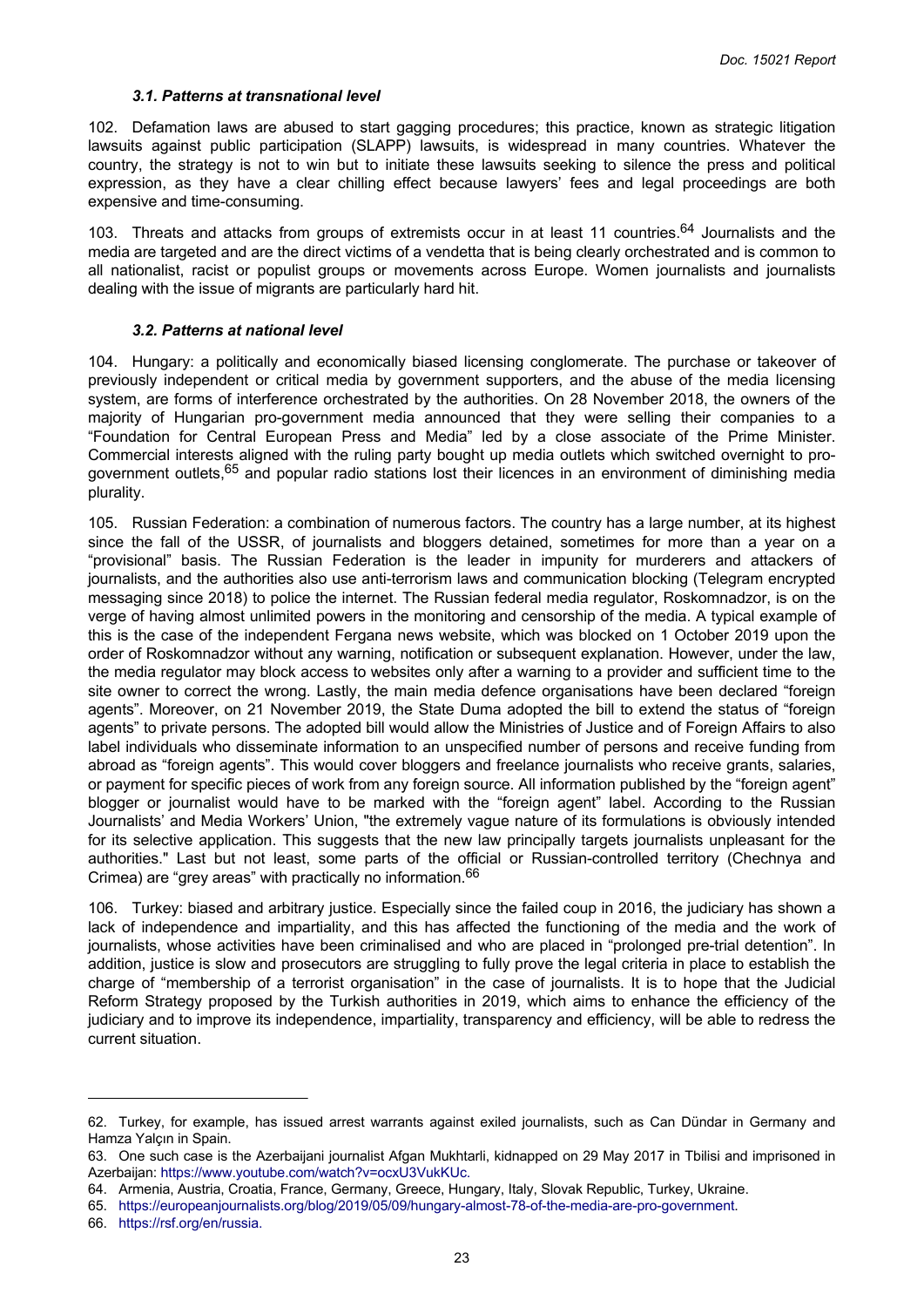### *3.1. Patterns at transnational level*

102. Defamation laws are abused to start gagging procedures; this practice, known as strategic litigation lawsuits against public participation (SLAPP) lawsuits, is widespread in many countries. Whatever the country, the strategy is not to win but to initiate these lawsuits seeking to silence the press and political expression, as they have a clear chilling effect because lawyers' fees and legal proceedings are both expensive and time-consuming.

103. Threats and attacks from groups of extremists occur in at least 11 countries.[64] Journalists and the media are targeted and are the direct victims of a vendetta that is being clearly orchestrated and is common to all nationalist, racist or populist groups or movements across Europe. Women journalists and journalists dealing with the issue of migrants are particularly hard hit.

### *3.2. Patterns at national level*

104. Hungary: a politically and economically biased licensing conglomerate. The purchase or takeover of previously independent or critical media by government supporters, and the abuse of the media licensing system, are forms of interference orchestrated by the authorities. On 28 November 2018, the owners of the majority of Hungarian pro-government media announced that they were selling their companies to a "Foundation for Central European Press and Media" led by a close associate of the Prime Minister. Commercial interests aligned with the ruling party bought up media outlets which switched overnight to pro-government outlets,[65] and popular radio stations lost their licences in an environment of diminishing media plurality.

105. Russian Federation: a combination of numerous factors. The country has a large number, at its highest since the fall of the USSR, of journalists and bloggers detained, sometimes for more than a year on a "provisional" basis. The Russian Federation is the leader in impunity for murderers and attackers of journalists, and the authorities also use anti-terrorism laws and communication blocking (Telegram encrypted messaging since 2018) to police the internet. The Russian federal media regulator, Roskomnadzor, is on the verge of having almost unlimited powers in the monitoring and censorship of the media. A typical example of this is the case of the independent Fergana news website, which was blocked on 1 October 2019 upon the order of Roskomnadzor without any warning, notification or subsequent explanation. However, under the law, the media regulator may block access to websites only after a warning to a provider and sufficient time to the site owner to correct the wrong. Lastly, the main media defence organisations have been declared "foreign agents". Moreover, on 21 November 2019, the State Duma adopted the bill to extend the status of "foreign agents" to private persons. The adopted bill would allow the Ministries of Justice and of Foreign Affairs to also label individuals who disseminate information to an unspecified number of persons and receive funding from abroad as "foreign agents". This would cover bloggers and freelance journalists who receive grants, salaries, or payment for specific pieces of work from any foreign source. All information published by the "foreign agent" blogger or journalist would have to be marked with the "foreign agent" label. According to the Russian Journalists' and Media Workers' Union, "the extremely vague nature of its formulations is obviously intended for its selective application. This suggests that the new law principally targets journalists unpleasant for the authorities." Last but not least, some parts of the official or Russian-controlled territory (Chechnya and Crimea) are "grey areas" with practically no information.[66]

106. Turkey: biased and arbitrary justice. Especially since the failed coup in 2016, the judiciary has shown a lack of independence and impartiality, and this has affected the functioning of the media and the work of journalists, whose activities have been criminalised and who are placed in "prolonged pre-trial detention". In addition, justice is slow and prosecutors are struggling to fully prove the legal criteria in place to establish the charge of "membership of a terrorist organisation" in the case of journalists. It is to hope that the Judicial Reform Strategy proposed by the Turkish authorities in 2019, which aims to enhance the efficiency of the judiciary and to improve its independence, impartiality, transparency and efficiency, will be able to redress the current situation.

---

62. Turkey, for example, has issued arrest warrants against exiled journalists, such as Can Dündar in Germany and Hamza Yalçın in Spain.

63. One such case is the Azerbaijani journalist Afgan Mukhtarli, kidnapped on 29 May 2017 in Tbilisi and imprisoned in Azerbaijan: https://www.youtube.com/watch?v=ocxU3VukKUc.

64. Armenia, Austria, Croatia, France, Germany, Greece, Hungary, Italy, Slovak Republic, Turkey, Ukraine.

65. https://europeanjournalists.org/blog/2019/05/09/hungary-almost-78-of-the-media-are-pro-government.

66. https://rsf.org/en/russia.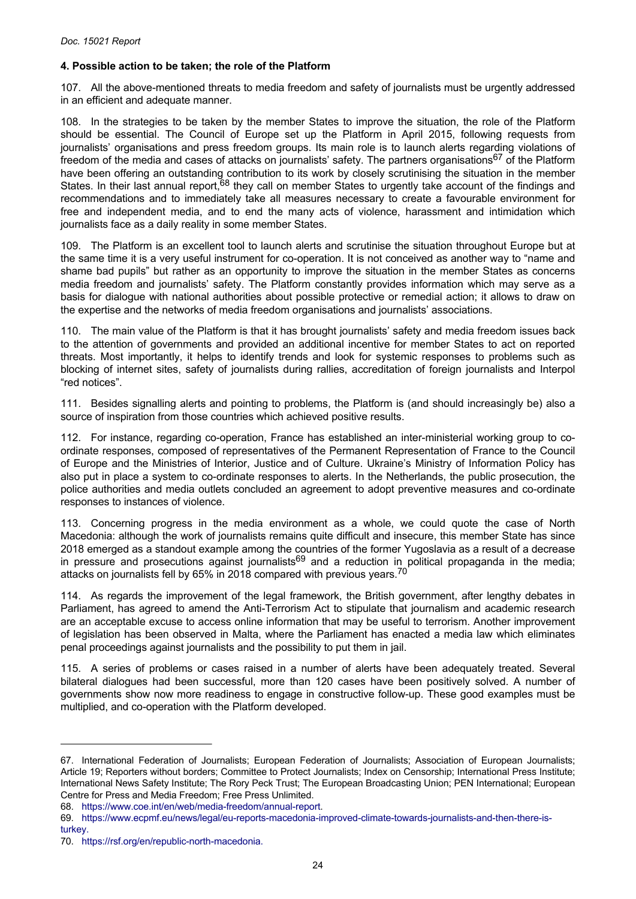#### 4. Possible action to be taken; the role of the Platform

107. All the above-mentioned threats to media freedom and safety of journalists must be urgently addressed in an efficient and adequate manner.

108. In the strategies to be taken by the member States to improve the situation, the role of the Platform should be essential. The Council of Europe set up the Platform in April 2015, following requests from journalists' organisations and press freedom groups. Its main role is to launch alerts regarding violations of freedom of the media and cases of attacks on journalists' safety. The partners organisations[67] of the Platform have been offering an outstanding contribution to its work by closely scrutinising the situation in the member States. In their last annual report,[68] they call on member States to urgently take account of the findings and recommendations and to immediately take all measures necessary to create a favourable environment for free and independent media, and to end the many acts of violence, harassment and intimidation which journalists face as a daily reality in some member States.

109. The Platform is an excellent tool to launch alerts and scrutinise the situation throughout Europe but at the same time it is a very useful instrument for co-operation. It is not conceived as another way to "name and shame bad pupils" but rather as an opportunity to improve the situation in the member States as concerns media freedom and journalists' safety. The Platform constantly provides information which may serve as a basis for dialogue with national authorities about possible protective or remedial action; it allows to draw on the expertise and the networks of media freedom organisations and journalists' associations.

110. The main value of the Platform is that it has brought journalists' safety and media freedom issues back to the attention of governments and provided an additional incentive for member States to act on reported threats. Most importantly, it helps to identify trends and look for systemic responses to problems such as blocking of internet sites, safety of journalists during rallies, accreditation of foreign journalists and Interpol "red notices".

111. Besides signalling alerts and pointing to problems, the Platform is (and should increasingly be) also a source of inspiration from those countries which achieved positive results.

112. For instance, regarding co-operation, France has established an inter-ministerial working group to co-ordinate responses, composed of representatives of the Permanent Representation of France to the Council of Europe and the Ministries of Interior, Justice and of Culture. Ukraine's Ministry of Information Policy has also put in place a system to co-ordinate responses to alerts. In the Netherlands, the public prosecution, the police authorities and media outlets concluded an agreement to adopt preventive measures and co-ordinate responses to instances of violence.

113. Concerning progress in the media environment as a whole, we could quote the case of North Macedonia: although the work of journalists remains quite difficult and insecure, this member State has since 2018 emerged as a standout example among the countries of the former Yugoslavia as a result of a decrease in pressure and prosecutions against journalists[69] and a reduction in political propaganda in the media; attacks on journalists fell by 65% in 2018 compared with previous years.[70]

114. As regards the improvement of the legal framework, the British government, after lengthy debates in Parliament, has agreed to amend the Anti-Terrorism Act to stipulate that journalism and academic research are an acceptable excuse to access online information that may be useful to terrorism. Another improvement of legislation has been observed in Malta, where the Parliament has enacted a media law which eliminates penal proceedings against journalists and the possibility to put them in jail.

115. A series of problems or cases raised in a number of alerts have been adequately treated. Several bilateral dialogues had been successful, more than 120 cases have been positively solved. A number of governments show now more readiness to engage in constructive follow-up. These good examples must be multiplied, and co-operation with the Platform developed.

---

67. International Federation of Journalists; European Federation of Journalists; Association of European Journalists; Article 19; Reporters without borders; Committee to Protect Journalists; Index on Censorship; International Press Institute; International News Safety Institute; The Rory Peck Trust; The European Broadcasting Union; PEN International; European Centre for Press and Media Freedom; Free Press Unlimited.

68. https://www.coe.int/en/web/media-freedom/annual-report.

69. https://www.ecpmf.eu/news/legal/eu-reports-macedonia-improved-climate-towards-journalists-and-then-there-is-turkey.

70. https://rsf.org/en/republic-north-macedonia.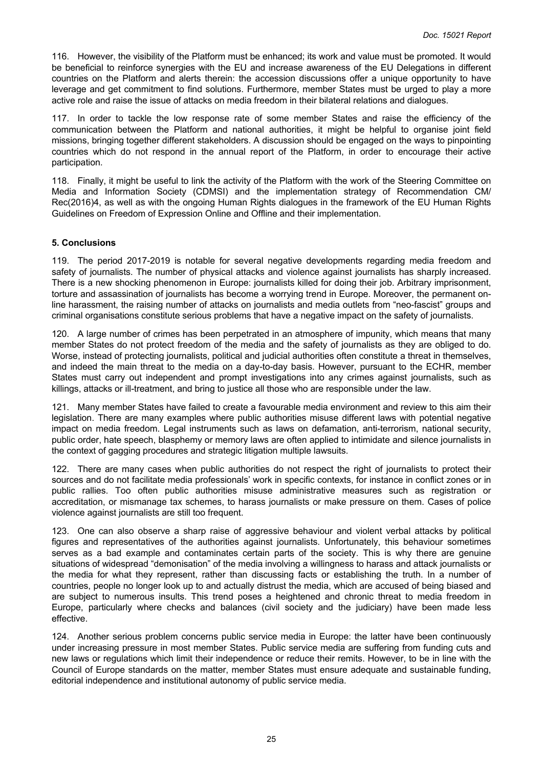116. However, the visibility of the Platform must be enhanced; its work and value must be promoted. It would be beneficial to reinforce synergies with the EU and increase awareness of the EU Delegations in different countries on the Platform and alerts therein: the accession discussions offer a unique opportunity to have leverage and get commitment to find solutions. Furthermore, member States must be urged to play a more active role and raise the issue of attacks on media freedom in their bilateral relations and dialogues.

117. In order to tackle the low response rate of some member States and raise the efficiency of the communication between the Platform and national authorities, it might be helpful to organise joint field missions, bringing together different stakeholders. A discussion should be engaged on the ways to pinpointing countries which do not respond in the annual report of the Platform, in order to encourage their active participation.

118. Finally, it might be useful to link the activity of the Platform with the work of the Steering Committee on Media and Information Society (CDMSI) and the implementation strategy of Recommendation CM/ Rec(2016)4, as well as with the ongoing Human Rights dialogues in the framework of the EU Human Rights Guidelines on Freedom of Expression Online and Offline and their implementation.

### 5. Conclusions

119. The period 2017-2019 is notable for several negative developments regarding media freedom and safety of journalists. The number of physical attacks and violence against journalists has sharply increased. There is a new shocking phenomenon in Europe: journalists killed for doing their job. Arbitrary imprisonment, torture and assassination of journalists has become a worrying trend in Europe. Moreover, the permanent on-line harassment, the raising number of attacks on journalists and media outlets from "neo-fascist" groups and criminal organisations constitute serious problems that have a negative impact on the safety of journalists.

120. A large number of crimes has been perpetrated in an atmosphere of impunity, which means that many member States do not protect freedom of the media and the safety of journalists as they are obliged to do. Worse, instead of protecting journalists, political and judicial authorities often constitute a threat in themselves, and indeed the main threat to the media on a day-to-day basis. However, pursuant to the ECHR, member States must carry out independent and prompt investigations into any crimes against journalists, such as killings, attacks or ill-treatment, and bring to justice all those who are responsible under the law.

121. Many member States have failed to create a favourable media environment and review to this aim their legislation. There are many examples where public authorities misuse different laws with potential negative impact on media freedom. Legal instruments such as laws on defamation, anti-terrorism, national security, public order, hate speech, blasphemy or memory laws are often applied to intimidate and silence journalists in the context of gagging procedures and strategic litigation multiple lawsuits.

122. There are many cases when public authorities do not respect the right of journalists to protect their sources and do not facilitate media professionals' work in specific contexts, for instance in conflict zones or in public rallies. Too often public authorities misuse administrative measures such as registration or accreditation, or mismanage tax schemes, to harass journalists or make pressure on them. Cases of police violence against journalists are still too frequent.

123. One can also observe a sharp raise of aggressive behaviour and violent verbal attacks by political figures and representatives of the authorities against journalists. Unfortunately, this behaviour sometimes serves as a bad example and contaminates certain parts of the society. This is why there are genuine situations of widespread "demonisation" of the media involving a willingness to harass and attack journalists or the media for what they represent, rather than discussing facts or establishing the truth. In a number of countries, people no longer look up to and actually distrust the media, which are accused of being biased and are subject to numerous insults. This trend poses a heightened and chronic threat to media freedom in Europe, particularly where checks and balances (civil society and the judiciary) have been made less effective.

124. Another serious problem concerns public service media in Europe: the latter have been continuously under increasing pressure in most member States. Public service media are suffering from funding cuts and new laws or regulations which limit their independence or reduce their remits. However, to be in line with the Council of Europe standards on the matter, member States must ensure adequate and sustainable funding, editorial independence and institutional autonomy of public service media.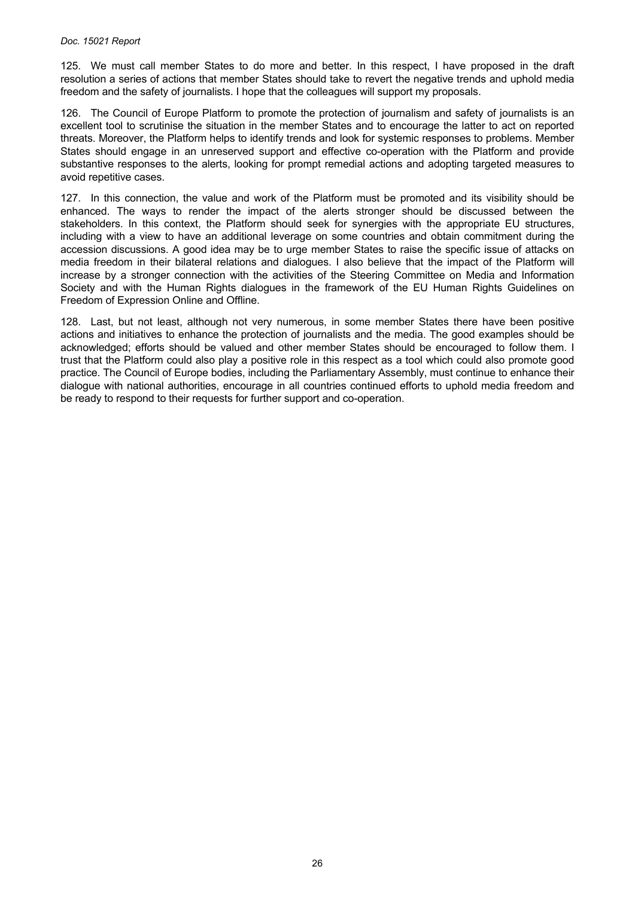125. We must call member States to do more and better. In this respect, I have proposed in the draft resolution a series of actions that member States should take to revert the negative trends and uphold media freedom and the safety of journalists. I hope that the colleagues will support my proposals.

126. The Council of Europe Platform to promote the protection of journalism and safety of journalists is an excellent tool to scrutinise the situation in the member States and to encourage the latter to act on reported threats. Moreover, the Platform helps to identify trends and look for systemic responses to problems. Member States should engage in an unreserved support and effective co-operation with the Platform and provide substantive responses to the alerts, looking for prompt remedial actions and adopting targeted measures to avoid repetitive cases.

127. In this connection, the value and work of the Platform must be promoted and its visibility should be enhanced. The ways to render the impact of the alerts stronger should be discussed between the stakeholders. In this context, the Platform should seek for synergies with the appropriate EU structures, including with a view to have an additional leverage on some countries and obtain commitment during the accession discussions. A good idea may be to urge member States to raise the specific issue of attacks on media freedom in their bilateral relations and dialogues. I also believe that the impact of the Platform will increase by a stronger connection with the activities of the Steering Committee on Media and Information Society and with the Human Rights dialogues in the framework of the EU Human Rights Guidelines on Freedom of Expression Online and Offline.

128. Last, but not least, although not very numerous, in some member States there have been positive actions and initiatives to enhance the protection of journalists and the media. The good examples should be acknowledged; efforts should be valued and other member States should be encouraged to follow them. I trust that the Platform could also play a positive role in this respect as a tool which could also promote good practice. The Council of Europe bodies, including the Parliamentary Assembly, must continue to enhance their dialogue with national authorities, encourage in all countries continued efforts to uphold media freedom and be ready to respond to their requests for further support and co-operation.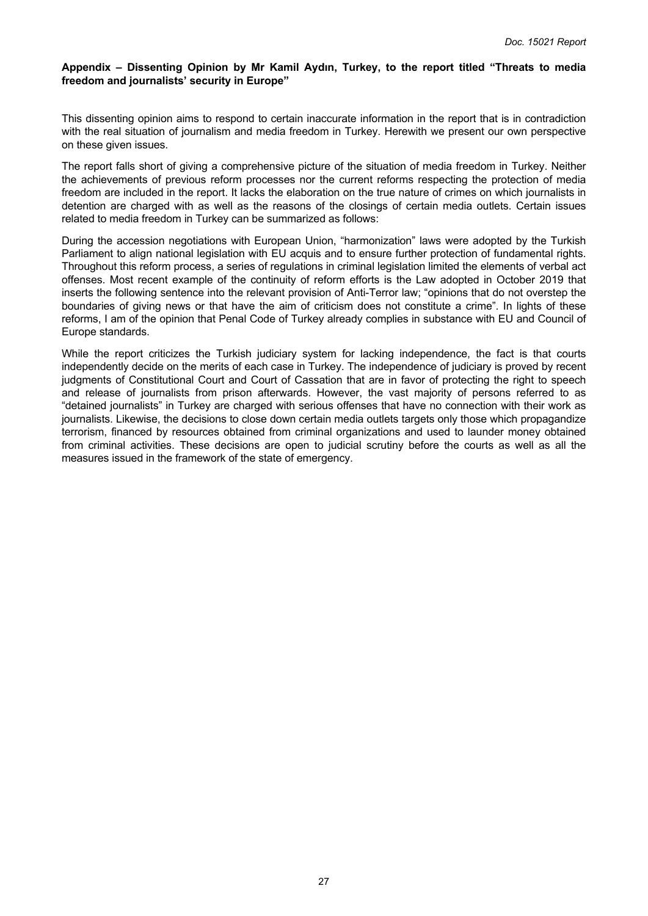**Appendix – Dissenting Opinion by Mr Kamil Aydın, Turkey, to the report titled "Threats to media freedom and journalists' security in Europe"**

This dissenting opinion aims to respond to certain inaccurate information in the report that is in contradiction with the real situation of journalism and media freedom in Turkey. Herewith we present our own perspective on these given issues.

The report falls short of giving a comprehensive picture of the situation of media freedom in Turkey. Neither the achievements of previous reform processes nor the current reforms respecting the protection of media freedom are included in the report. It lacks the elaboration on the true nature of crimes on which journalists in detention are charged with as well as the reasons of the closings of certain media outlets. Certain issues related to media freedom in Turkey can be summarized as follows:

During the accession negotiations with European Union, "harmonization" laws were adopted by the Turkish Parliament to align national legislation with EU acquis and to ensure further protection of fundamental rights. Throughout this reform process, a series of regulations in criminal legislation limited the elements of verbal act offenses. Most recent example of the continuity of reform efforts is the Law adopted in October 2019 that inserts the following sentence into the relevant provision of Anti-Terror law; "opinions that do not overstep the boundaries of giving news or that have the aim of criticism does not constitute a crime". In lights of these reforms, I am of the opinion that Penal Code of Turkey already complies in substance with EU and Council of Europe standards.

While the report criticizes the Turkish judiciary system for lacking independence, the fact is that courts independently decide on the merits of each case in Turkey. The independence of judiciary is proved by recent judgments of Constitutional Court and Court of Cassation that are in favor of protecting the right to speech and release of journalists from prison afterwards. However, the vast majority of persons referred to as "detained journalists" in Turkey are charged with serious offenses that have no connection with their work as journalists. Likewise, the decisions to close down certain media outlets targets only those which propagandize terrorism, financed by resources obtained from criminal organizations and used to launder money obtained from criminal activities. These decisions are open to judicial scrutiny before the courts as well as all the measures issued in the framework of the state of emergency.